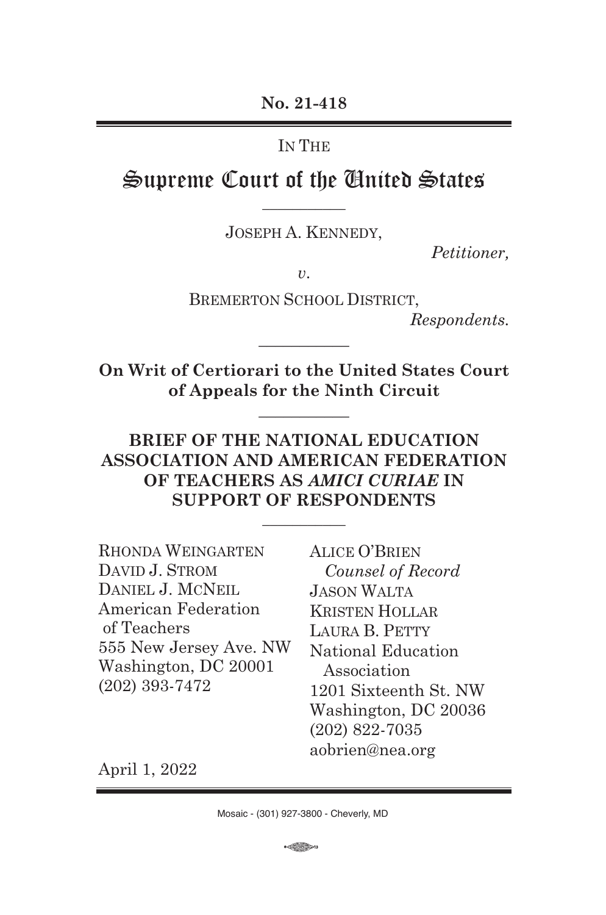**No. 21-418**

IN THE

# Supreme Court of the United States

JOSEPH A. KENNEDY,

*Petitioner,*

*v.*

BREMERTON SCHOOL DISTRICT,

*Respondents.*

**On Writ of Certiorari to the United States Court of Appeals for the Ninth Circuit**

## BRIEF OF THE NATIONAL EDUCATION ASSOCIATION AND AMERICAN FEDERATION OF TEACHERS AS *AMICI CURIAE* IN SUPPORT OF RESPONDENTS

RHONDA WEINGARTEN
DAVID J. STROM
DANIEL J. MCNEIL
American Federation of Teachers
555 New Jersey Ave. NW
Washington, DC 20001
(202) 393-7472

ALICE O'BRIEN
*Counsel of Record*
JASON WALTA
KRISTEN HOLLAR
LAURA B. PETTY
National Education Association
1201 Sixteenth St. NW
Washington, DC 20036
(202) 822-7035
aobrien@nea.org

April 1, 2022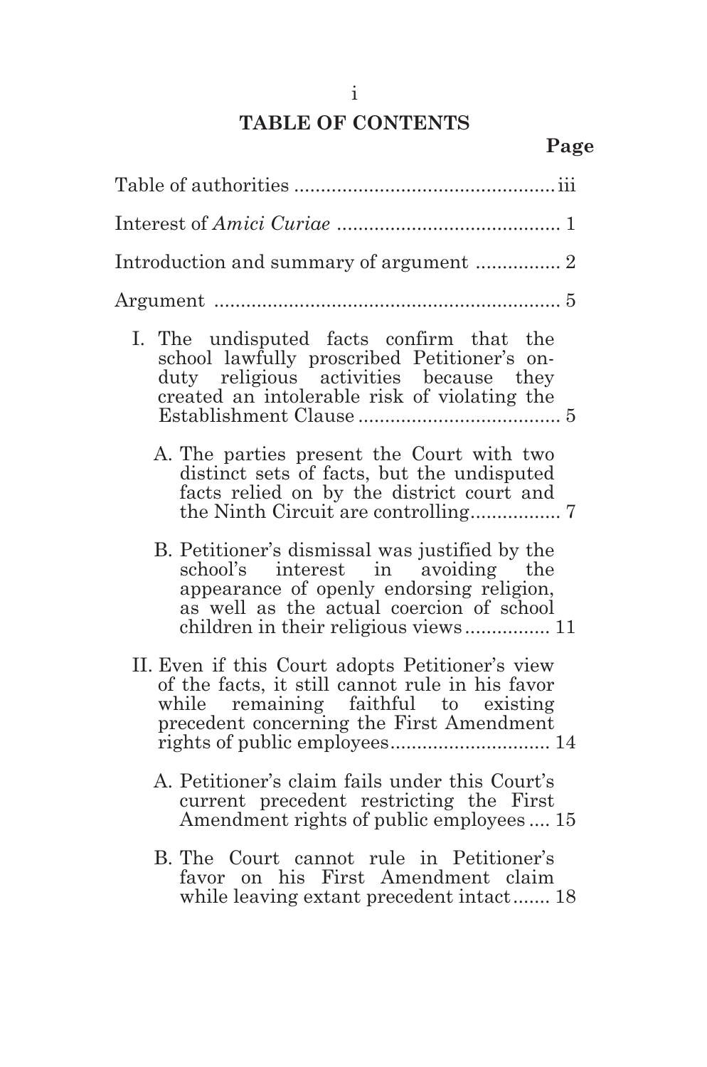# TABLE OF CONTENTS

**Page**

Table of authorities ................................................. iii

Interest of *Amici Curiae* .......................................... 1

Introduction and summary of argument ................ 2

Argument ................................................................. 5

I. The undisputed facts confirm that the school lawfully proscribed Petitioner's on-duty religious activities because they created an intolerable risk of violating the Establishment Clause ...................................... 5

   A. The parties present the Court with two distinct sets of facts, but the undisputed facts relied on by the district court and the Ninth Circuit are controlling................. 7

   B. Petitioner's dismissal was justified by the school's interest in avoiding the appearance of openly endorsing religion, as well as the actual coercion of school children in their religious views................ 11

II. Even if this Court adopts Petitioner's view of the facts, it still cannot rule in his favor while remaining faithful to existing precedent concerning the First Amendment rights of public employees.............................. 14

   A. Petitioner's claim fails under this Court's current precedent restricting the First Amendment rights of public employees .... 15

   B. The Court cannot rule in Petitioner's favor on his First Amendment claim while leaving extant precedent intact....... 18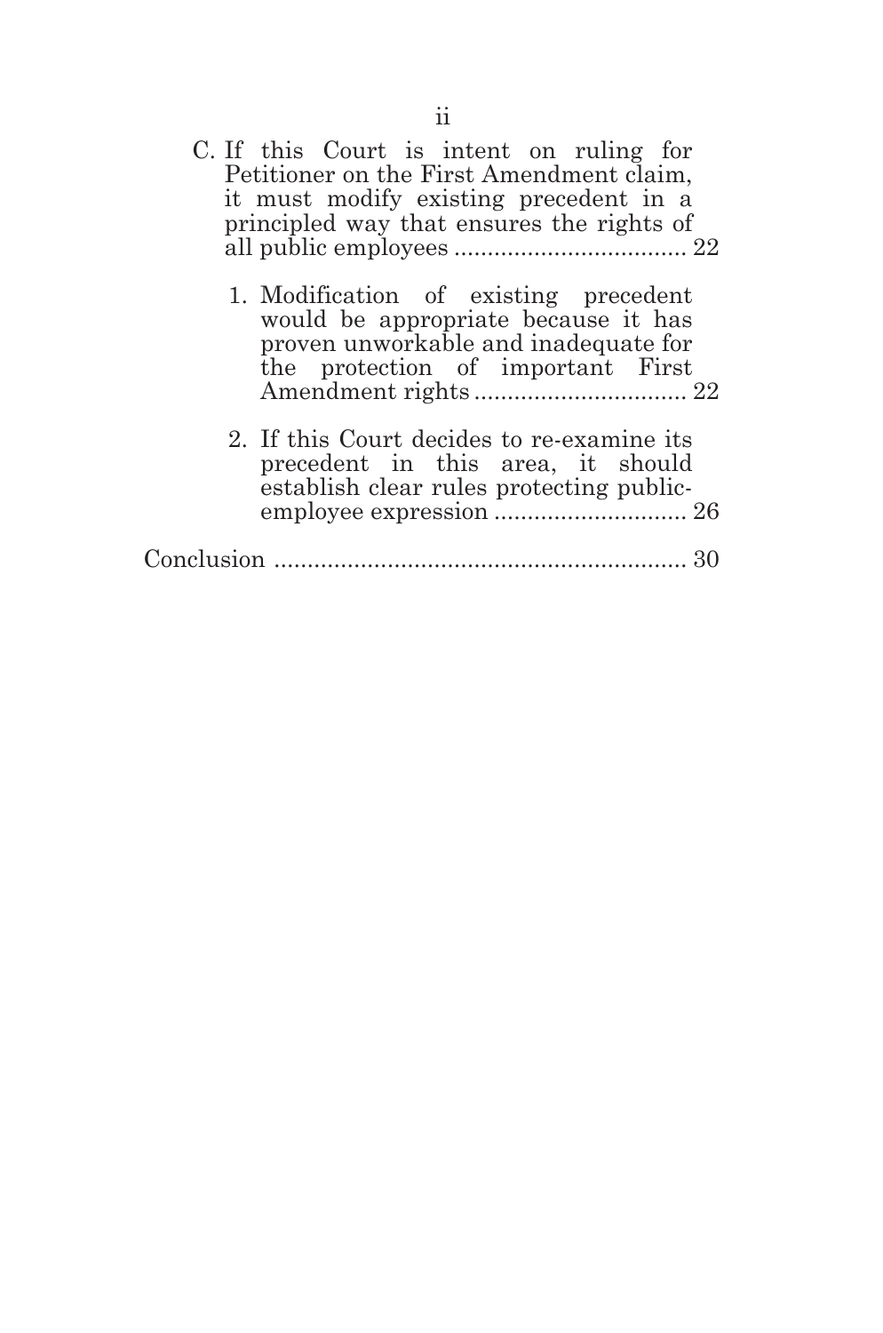C. If this Court is intent on ruling for Petitioner on the First Amendment claim, it must modify existing precedent in a principled way that ensures the rights of all public employees .................................. 22

   1. Modification of existing precedent would be appropriate because it has proven unworkable and inadequate for the protection of important First Amendment rights ................................ 22

   2. If this Court decides to re-examine its precedent in this area, it should establish clear rules protecting public-employee expression ............................ 26

Conclusion ............................................................. 30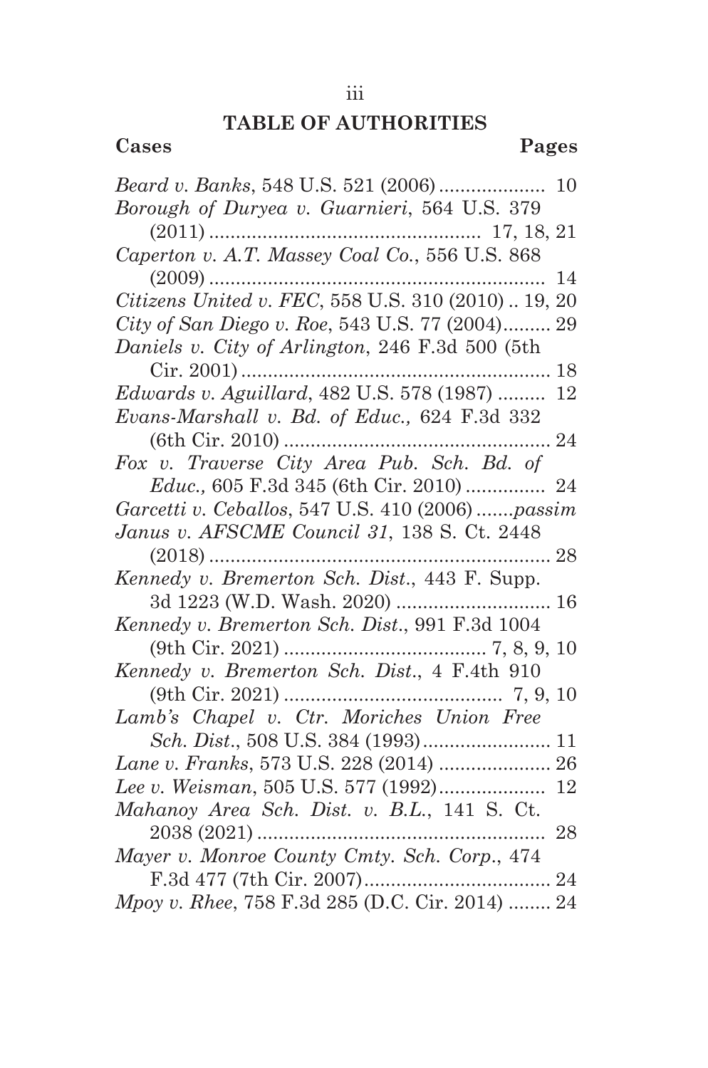# TABLE OF AUTHORITIES

**Cases** **Pages**

*Beard v. Banks*, 548 U.S. 521 (2006) .................... 10

*Borough of Duryea v. Guarnieri*, 564 U.S. 379 (2011) .................................................. 17, 18, 21

*Caperton v. A.T. Massey Coal Co.*, 556 U.S. 868 (2009) .............................................................. 14

*Citizens United v. FEC*, 558 U.S. 310 (2010) .. 19, 20

*City of San Diego v. Roe*, 543 U.S. 77 (2004)......... 29

*Daniels v. City of Arlington*, 246 F.3d 500 (5th Cir. 2001) ......................................................... 18

*Edwards v. Aguillard*, 482 U.S. 578 (1987) ......... 12

*Evans-Marshall v. Bd. of Educ.,* 624 F.3d 332 (6th Cir. 2010) .................................................. 24

*Fox v. Traverse City Area Pub. Sch. Bd. of Educ.,* 605 F.3d 345 (6th Cir. 2010) ............... 24

*Garcetti v. Ceballos*, 547 U.S. 410 (2006) .......*passim*

*Janus v. AFSCME Council 31*, 138 S. Ct. 2448 (2018) ............................................................... 28

*Kennedy v. Bremerton Sch. Dist.*, 443 F. Supp. 3d 1223 (W.D. Wash. 2020) ............................ 16

*Kennedy v. Bremerton Sch. Dist.*, 991 F.3d 1004 (9th Cir. 2021) ..................................... 7, 8, 9, 10

*Kennedy v. Bremerton Sch. Dist.*, 4 F.4th 910 (9th Cir. 2021) ........................................ 7, 9, 10

*Lamb's Chapel v. Ctr. Moriches Union Free Sch. Dist.*, 508 U.S. 384 (1993)........................ 11

*Lane v. Franks*, 573 U.S. 228 (2014) ..................... 26

*Lee v. Weisman*, 505 U.S. 577 (1992).................... 12

*Mahanoy Area Sch. Dist. v. B.L.*, 141 S. Ct. 2038 (2021) ...................................................... 28

*Mayer v. Monroe County Cmty. Sch. Corp.*, 474 F.3d 477 (7th Cir. 2007)................................... 24

*Mpoy v. Rhee*, 758 F.3d 285 (D.C. Cir. 2014) ........ 24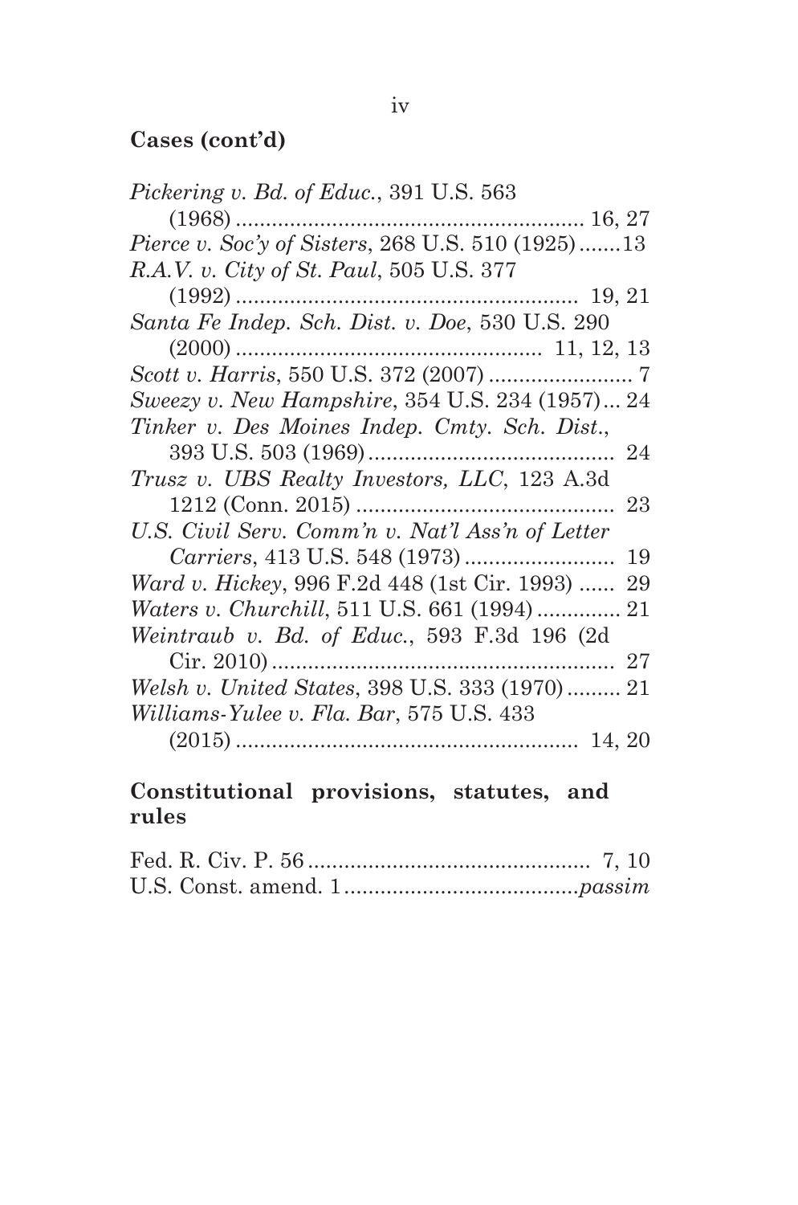**Cases (cont'd)**

*Pickering v. Bd. of Educ.*, 391 U.S. 563 (1968) .......................................................... 16, 27

*Pierce v. Soc'y of Sisters*, 268 U.S. 510 (1925) .......13

*R.A.V. v. City of St. Paul*, 505 U.S. 377 (1992) ........................................................ 19, 21

*Santa Fe Indep. Sch. Dist. v. Doe*, 530 U.S. 290 (2000) .................................................. 11, 12, 13

*Scott v. Harris*, 550 U.S. 372 (2007) ........................ 7

*Sweezy v. New Hampshire*, 354 U.S. 234 (1957) ... 24

*Tinker v. Des Moines Indep. Cmty. Sch. Dist.*, 393 U.S. 503 (1969) ......................................... 24

*Trusz v. UBS Realty Investors, LLC*, 123 A.3d 1212 (Conn. 2015) ........................................... 23

*U.S. Civil Serv. Comm'n v. Nat'l Ass'n of Letter Carriers*, 413 U.S. 548 (1973) ......................... 19

*Ward v. Hickey*, 996 F.2d 448 (1st Cir. 1993) ...... 29

*Waters v. Churchill*, 511 U.S. 661 (1994) .............. 21

*Weintraub v. Bd. of Educ.*, 593 F.3d 196 (2d Cir. 2010) ........................................................ 27

*Welsh v. United States*, 398 U.S. 333 (1970) ......... 21

*Williams-Yulee v. Fla. Bar*, 575 U.S. 433 (2015) ........................................................ 14, 20

**Constitutional provisions, statutes, and rules**

Fed. R. Civ. P. 56 ............................................... 7, 10

U.S. Const. amend. 1 ....................................... *passim*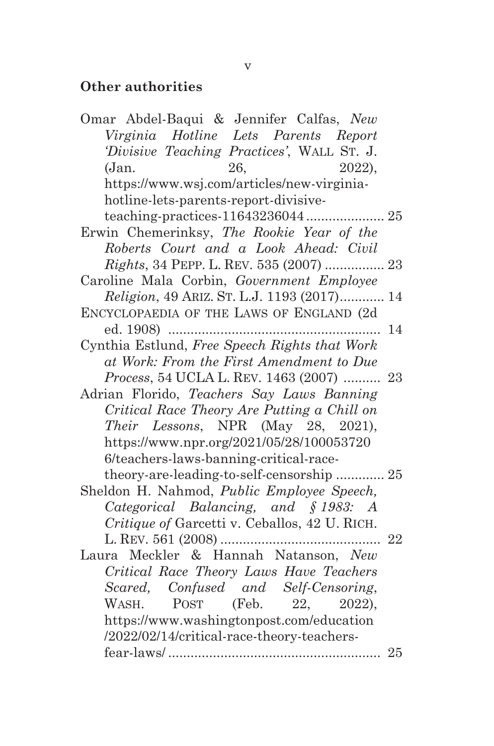**Other authorities**

Omar Abdel-Baqui & Jennifer Calfas, *New Virginia Hotline Lets Parents Report 'Divisive Teaching Practices'*, WALL ST. J. (Jan. 26, 2022), https://www.wsj.com/articles/new-virginia-hotline-lets-parents-report-divisive-teaching-practices-11643236044 .................... 25

Erwin Chemerinksy, *The Rookie Year of the Roberts Court and a Look Ahead: Civil Rights*, 34 PEPP. L. REV. 535 (2007) ................ 23

Caroline Mala Corbin, *Government Employee Religion*, 49 ARIZ. ST. L.J. 1193 (2017)............ 14

ENCYCLOPAEDIA OF THE LAWS OF ENGLAND (2d ed. 1908) ........................................................ 14

Cynthia Estlund, *Free Speech Rights that Work at Work: From the First Amendment to Due Process*, 54 UCLA L. REV. 1463 (2007) .......... 23

Adrian Florido, *Teachers Say Laws Banning Critical Race Theory Are Putting a Chill on Their Lessons*, NPR (May 28, 2021), https://www.npr.org/2021/05/28/1000537206/teachers-laws-banning-critical-race-theory-are-leading-to-self-censorship ............. 25

Sheldon H. Nahmod, *Public Employee Speech, Categorical Balancing, and § 1983: A Critique of* Garcetti v. Ceballos, 42 U. RICH. L. REV. 561 (2008) .......................................... 22

Laura Meckler & Hannah Natanson, *New Critical Race Theory Laws Have Teachers Scared, Confused and Self-Censoring*, WASH. POST (Feb. 22, 2022), https://www.washingtonpost.com/education/2022/02/14/critical-race-theory-teachers-fear-laws/ ........................................................ 25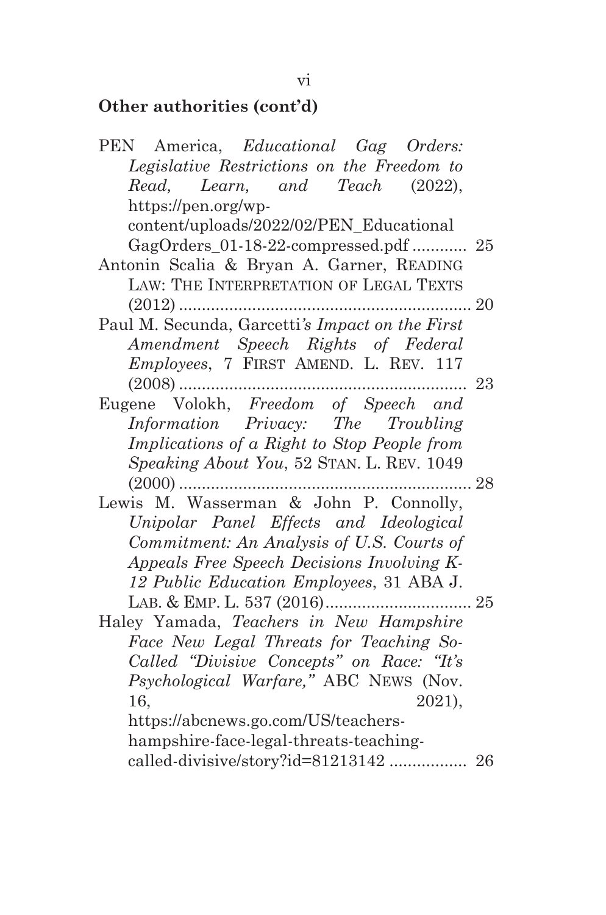**Other authorities (cont'd)**

PEN America, *Educational Gag Orders: Legislative Restrictions on the Freedom to Read, Learn, and Teach* (2022), https://pen.org/wp-content/uploads/2022/02/PEN_EducationalGagOrders_01-18-22-compressed.pdf ............ 25

Antonin Scalia & Bryan A. Garner, READING LAW: THE INTERPRETATION OF LEGAL TEXTS (2012) ................................................................ 20

Paul M. Secunda, Garcetti*'s Impact on the First Amendment Speech Rights of Federal Employees*, 7 FIRST AMEND. L. REV. 117 (2008) ............................................................... 23

Eugene Volokh, *Freedom of Speech and Information Privacy: The Troubling Implications of a Right to Stop People from Speaking About You*, 52 STAN. L. REV. 1049 (2000) ................................................................ 28

Lewis M. Wasserman & John P. Connolly, *Unipolar Panel Effects and Ideological Commitment: An Analysis of U.S. Courts of Appeals Free Speech Decisions Involving K-12 Public Education Employees*, 31 ABA J. LAB. & EMP. L. 537 (2016)................................ 25

Haley Yamada, *Teachers in New Hampshire Face New Legal Threats for Teaching So-Called "Divisive Concepts" on Race: "It's Psychological Warfare,"* ABC NEWS (Nov. 16, 2021), https://abcnews.go.com/US/teachers-hampshire-face-legal-threats-teaching-called-divisive/story?id=81213142 ................. 26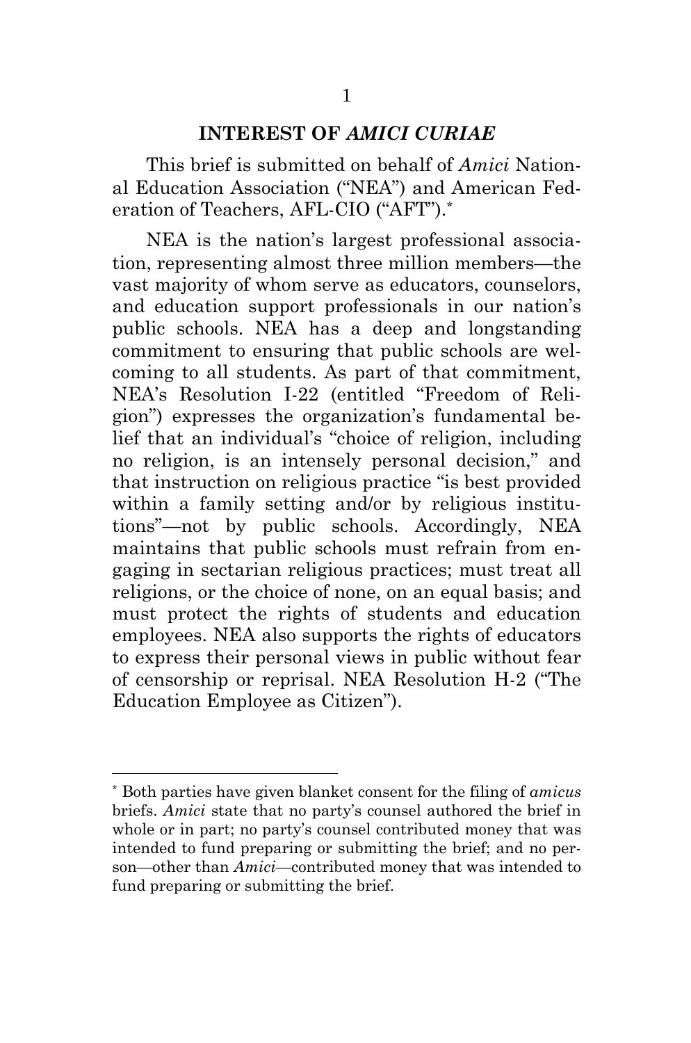## INTEREST OF *AMICI CURIAE*

This brief is submitted on behalf of *Amici* National Education Association ("NEA") and American Federation of Teachers, AFL-CIO ("AFT").*

NEA is the nation's largest professional association, representing almost three million members—the vast majority of whom serve as educators, counselors, and education support professionals in our nation's public schools. NEA has a deep and longstanding commitment to ensuring that public schools are welcoming to all students. As part of that commitment, NEA's Resolution I-22 (entitled "Freedom of Religion") expresses the organization's fundamental belief that an individual's "choice of religion, including no religion, is an intensely personal decision," and that instruction on religious practice "is best provided within a family setting and/or by religious institutions"—not by public schools. Accordingly, NEA maintains that public schools must refrain from engaging in sectarian religious practices; must treat all religions, or the choice of none, on an equal basis; and must protect the rights of students and education employees. NEA also supports the rights of educators to express their personal views in public without fear of censorship or reprisal. NEA Resolution H-2 ("The Education Employee as Citizen").

---

* Both parties have given blanket consent for the filing of *amicus* briefs. *Amici* state that no party's counsel authored the brief in whole or in part; no party's counsel contributed money that was intended to fund preparing or submitting the brief; and no person—other than *Amici*—contributed money that was intended to fund preparing or submitting the brief.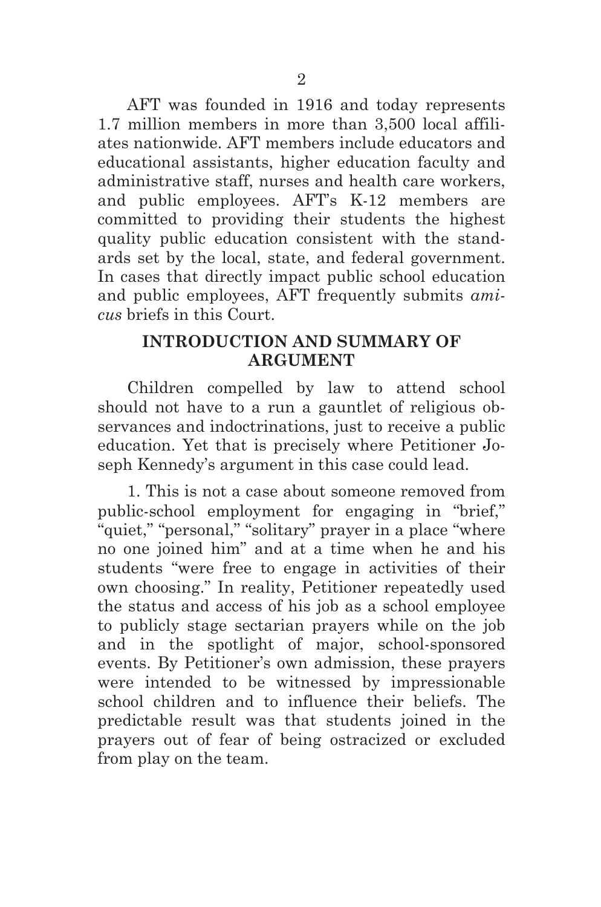AFT was founded in 1916 and today represents 1.7 million members in more than 3,500 local affiliates nationwide. AFT members include educators and educational assistants, higher education faculty and administrative staff, nurses and health care workers, and public employees. AFT's K-12 members are committed to providing their students the highest quality public education consistent with the standards set by the local, state, and federal government. In cases that directly impact public school education and public employees, AFT frequently submits *amicus* briefs in this Court.

## INTRODUCTION AND SUMMARY OF ARGUMENT

Children compelled by law to attend school should not have to a run a gauntlet of religious observances and indoctrinations, just to receive a public education. Yet that is precisely where Petitioner Joseph Kennedy's argument in this case could lead.

1. This is not a case about someone removed from public-school employment for engaging in "brief," "quiet," "personal," "solitary" prayer in a place "where no one joined him" and at a time when he and his students "were free to engage in activities of their own choosing." In reality, Petitioner repeatedly used the status and access of his job as a school employee to publicly stage sectarian prayers while on the job and in the spotlight of major, school-sponsored events. By Petitioner's own admission, these prayers were intended to be witnessed by impressionable school children and to influence their beliefs. The predictable result was that students joined in the prayers out of fear of being ostracized or excluded from play on the team.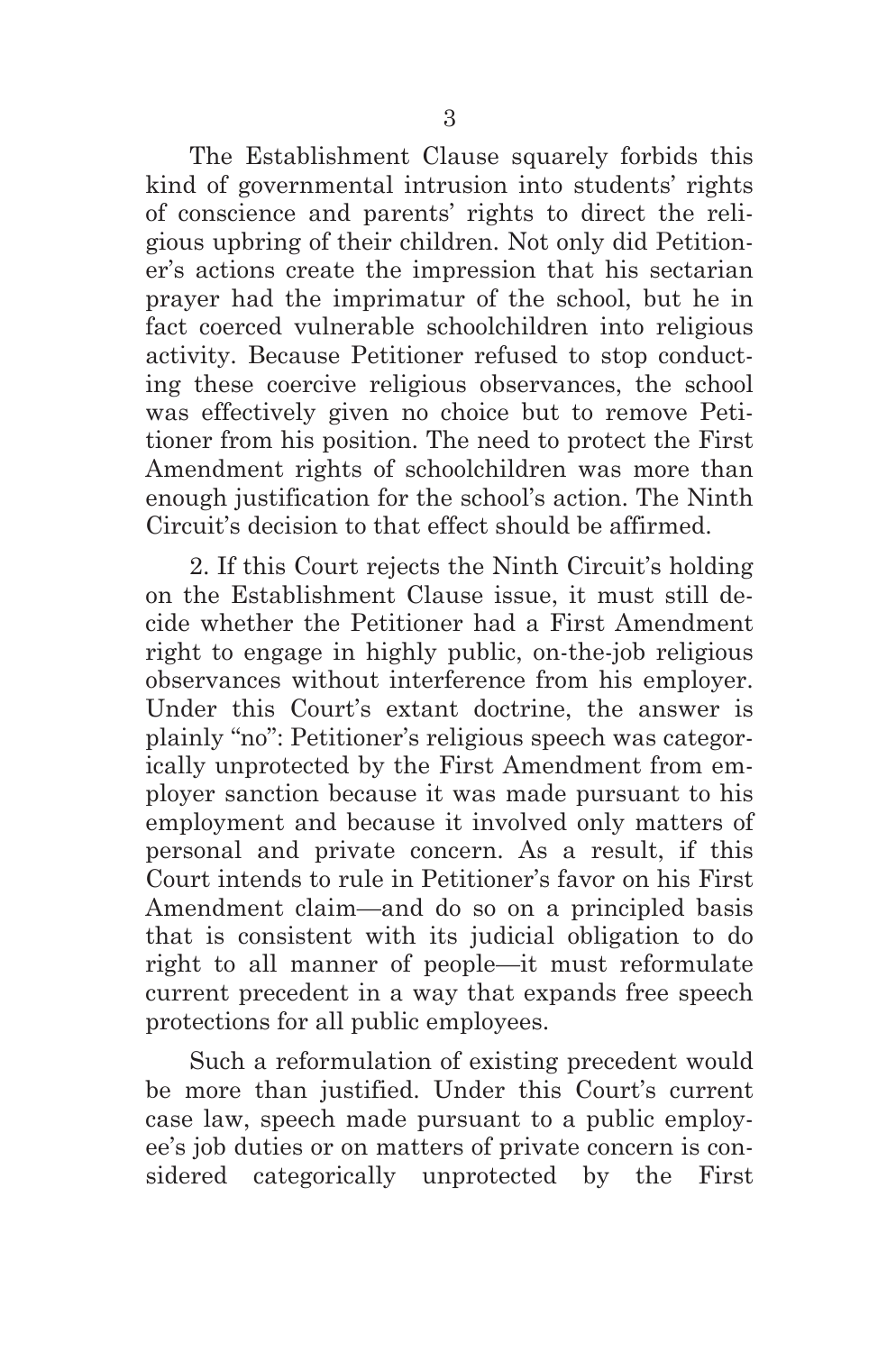The Establishment Clause squarely forbids this kind of governmental intrusion into students' rights of conscience and parents' rights to direct the religious upbring of their children. Not only did Petitioner's actions create the impression that his sectarian prayer had the imprimatur of the school, but he in fact coerced vulnerable schoolchildren into religious activity. Because Petitioner refused to stop conducting these coercive religious observances, the school was effectively given no choice but to remove Petitioner from his position. The need to protect the First Amendment rights of schoolchildren was more than enough justification for the school's action. The Ninth Circuit's decision to that effect should be affirmed.

2. If this Court rejects the Ninth Circuit's holding on the Establishment Clause issue, it must still decide whether the Petitioner had a First Amendment right to engage in highly public, on-the-job religious observances without interference from his employer. Under this Court's extant doctrine, the answer is plainly "no": Petitioner's religious speech was categorically unprotected by the First Amendment from employer sanction because it was made pursuant to his employment and because it involved only matters of personal and private concern. As a result, if this Court intends to rule in Petitioner's favor on his First Amendment claim—and do so on a principled basis that is consistent with its judicial obligation to do right to all manner of people—it must reformulate current precedent in a way that expands free speech protections for all public employees.

Such a reformulation of existing precedent would be more than justified. Under this Court's current case law, speech made pursuant to a public employee's job duties or on matters of private concern is considered categorically unprotected by the First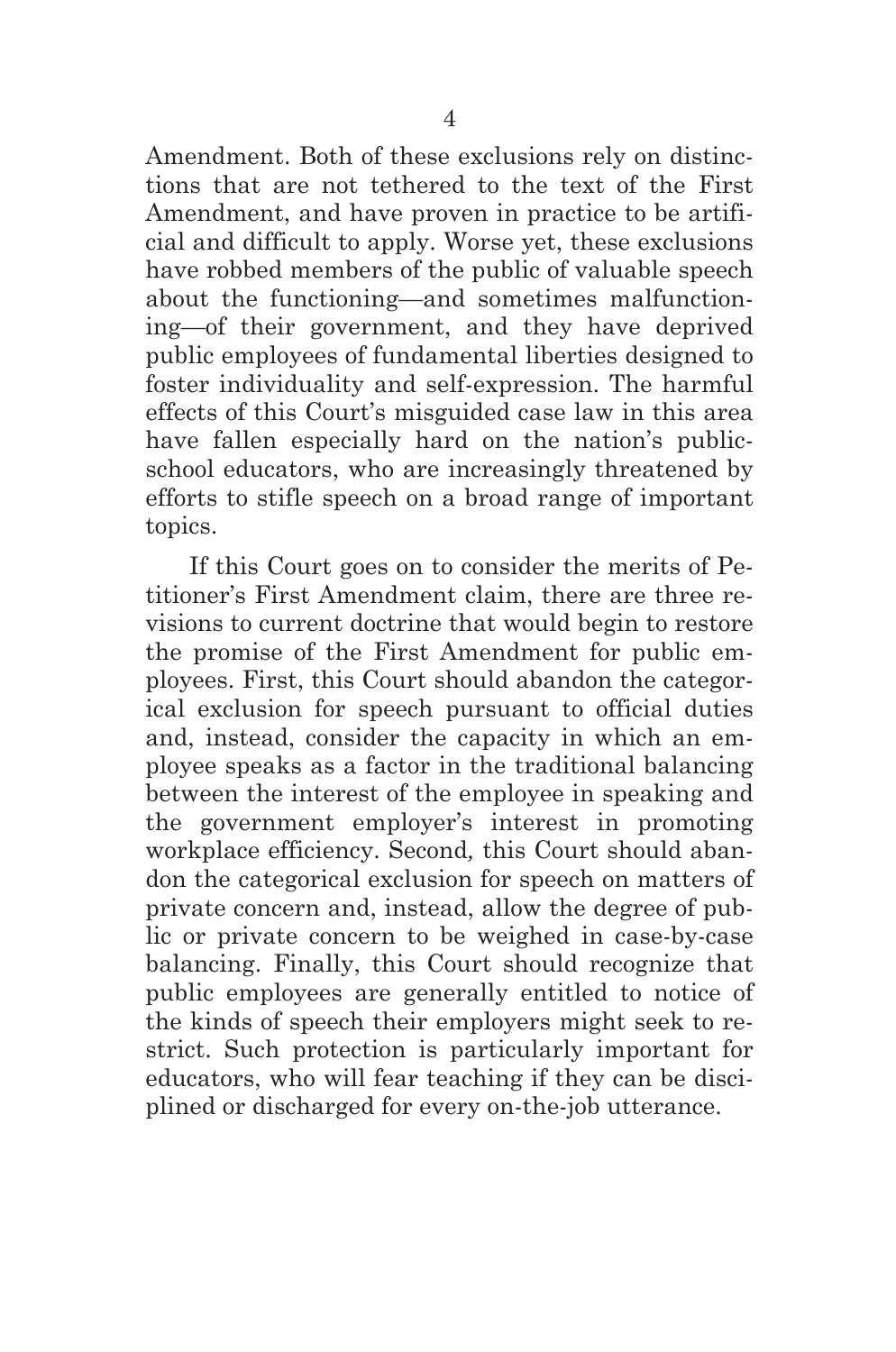Amendment. Both of these exclusions rely on distinctions that are not tethered to the text of the First Amendment, and have proven in practice to be artificial and difficult to apply. Worse yet, these exclusions have robbed members of the public of valuable speech about the functioning—and sometimes malfunctioning—of their government, and they have deprived public employees of fundamental liberties designed to foster individuality and self-expression. The harmful effects of this Court's misguided case law in this area have fallen especially hard on the nation's public-school educators, who are increasingly threatened by efforts to stifle speech on a broad range of important topics.

If this Court goes on to consider the merits of Petitioner's First Amendment claim, there are three revisions to current doctrine that would begin to restore the promise of the First Amendment for public employees. First, this Court should abandon the categorical exclusion for speech pursuant to official duties and, instead, consider the capacity in which an employee speaks as a factor in the traditional balancing between the interest of the employee in speaking and the government employer's interest in promoting workplace efficiency. Second, this Court should abandon the categorical exclusion for speech on matters of private concern and, instead, allow the degree of public or private concern to be weighed in case-by-case balancing. Finally, this Court should recognize that public employees are generally entitled to notice of the kinds of speech their employers might seek to restrict. Such protection is particularly important for educators, who will fear teaching if they can be disciplined or discharged for every on-the-job utterance.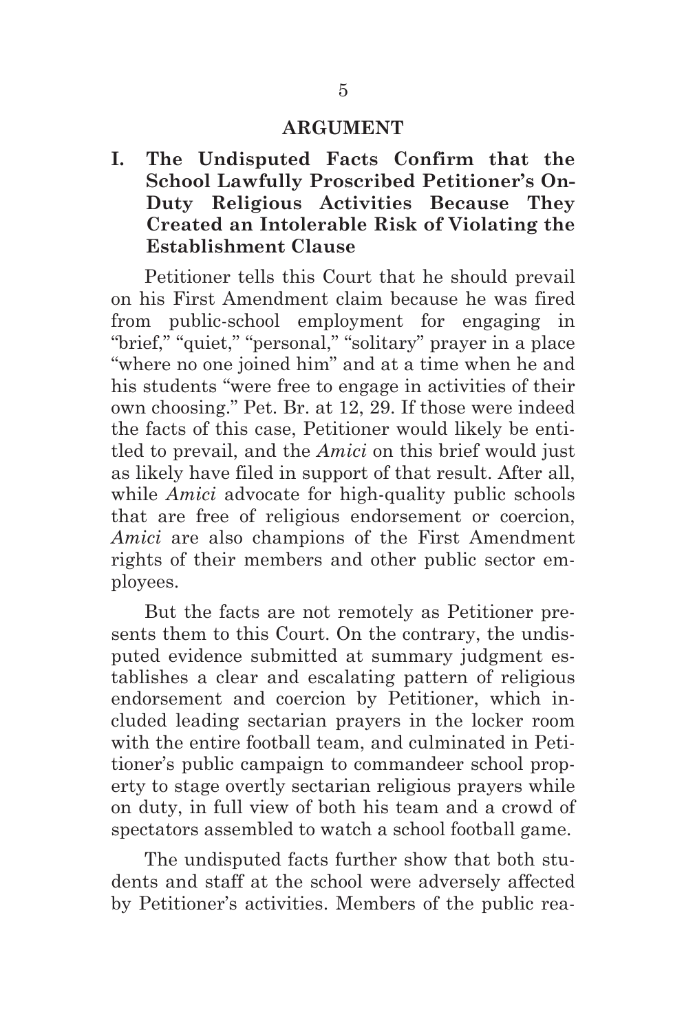## ARGUMENT

### I. The Undisputed Facts Confirm that the School Lawfully Proscribed Petitioner's On-Duty Religious Activities Because They Created an Intolerable Risk of Violating the Establishment Clause

Petitioner tells this Court that he should prevail on his First Amendment claim because he was fired from public-school employment for engaging in "brief," "quiet," "personal," "solitary" prayer in a place "where no one joined him" and at a time when he and his students "were free to engage in activities of their own choosing." Pet. Br. at 12, 29. If those were indeed the facts of this case, Petitioner would likely be entitled to prevail, and the *Amici* on this brief would just as likely have filed in support of that result. After all, while *Amici* advocate for high-quality public schools that are free of religious endorsement or coercion, *Amici* are also champions of the First Amendment rights of their members and other public sector employees.

But the facts are not remotely as Petitioner presents them to this Court. On the contrary, the undisputed evidence submitted at summary judgment establishes a clear and escalating pattern of religious endorsement and coercion by Petitioner, which included leading sectarian prayers in the locker room with the entire football team, and culminated in Petitioner's public campaign to commandeer school property to stage overtly sectarian religious prayers while on duty, in full view of both his team and a crowd of spectators assembled to watch a school football game.

The undisputed facts further show that both students and staff at the school were adversely affected by Petitioner's activities. Members of the public rea-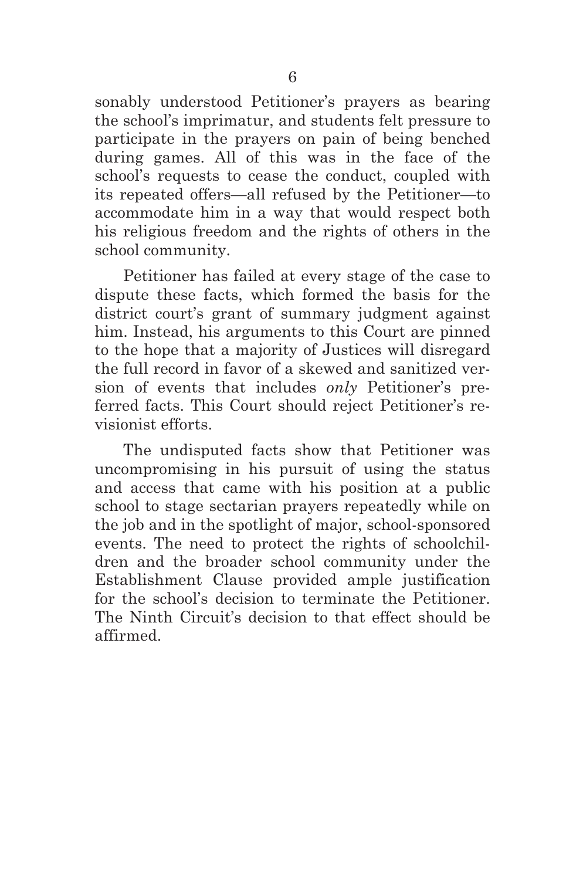sonably understood Petitioner's prayers as bearing the school's imprimatur, and students felt pressure to participate in the prayers on pain of being benched during games. All of this was in the face of the school's requests to cease the conduct, coupled with its repeated offers—all refused by the Petitioner—to accommodate him in a way that would respect both his religious freedom and the rights of others in the school community.

Petitioner has failed at every stage of the case to dispute these facts, which formed the basis for the district court's grant of summary judgment against him. Instead, his arguments to this Court are pinned to the hope that a majority of Justices will disregard the full record in favor of a skewed and sanitized version of events that includes *only* Petitioner's preferred facts. This Court should reject Petitioner's revisionist efforts.

The undisputed facts show that Petitioner was uncompromising in his pursuit of using the status and access that came with his position at a public school to stage sectarian prayers repeatedly while on the job and in the spotlight of major, school-sponsored events. The need to protect the rights of schoolchildren and the broader school community under the Establishment Clause provided ample justification for the school's decision to terminate the Petitioner. The Ninth Circuit's decision to that effect should be affirmed.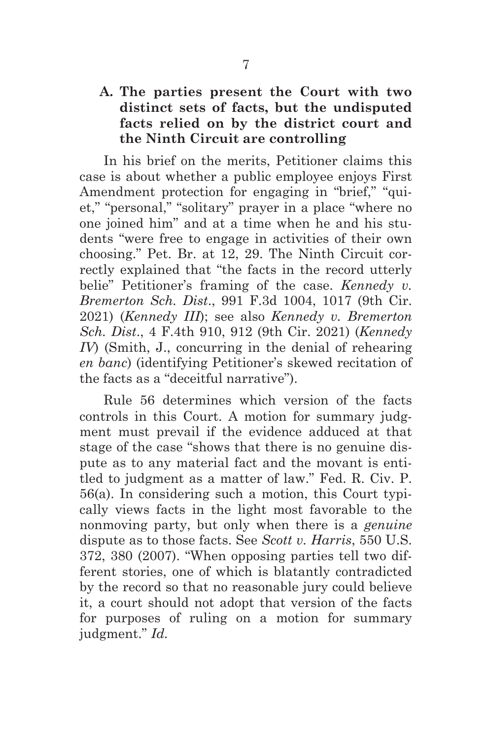### A. The parties present the Court with two distinct sets of facts, but the undisputed facts relied on by the district court and the Ninth Circuit are controlling

In his brief on the merits, Petitioner claims this case is about whether a public employee enjoys First Amendment protection for engaging in "brief," "quiet," "personal," "solitary" prayer in a place "where no one joined him" and at a time when he and his students "were free to engage in activities of their own choosing." Pet. Br. at 12, 29. The Ninth Circuit correctly explained that "the facts in the record utterly belie" Petitioner's framing of the case. *Kennedy v. Bremerton Sch. Dist.*, 991 F.3d 1004, 1017 (9th Cir. 2021) (*Kennedy III*); see also *Kennedy v. Bremerton Sch. Dist.*, 4 F.4th 910, 912 (9th Cir. 2021) (*Kennedy IV*) (Smith, J., concurring in the denial of rehearing *en banc*) (identifying Petitioner's skewed recitation of the facts as a "deceitful narrative").

Rule 56 determines which version of the facts controls in this Court. A motion for summary judgment must prevail if the evidence adduced at that stage of the case "shows that there is no genuine dispute as to any material fact and the movant is entitled to judgment as a matter of law." Fed. R. Civ. P. 56(a). In considering such a motion, this Court typically views facts in the light most favorable to the nonmoving party, but only when there is a *genuine* dispute as to those facts. See *Scott v. Harris*, 550 U.S. 372, 380 (2007). "When opposing parties tell two different stories, one of which is blatantly contradicted by the record so that no reasonable jury could believe it, a court should not adopt that version of the facts for purposes of ruling on a motion for summary judgment." *Id.*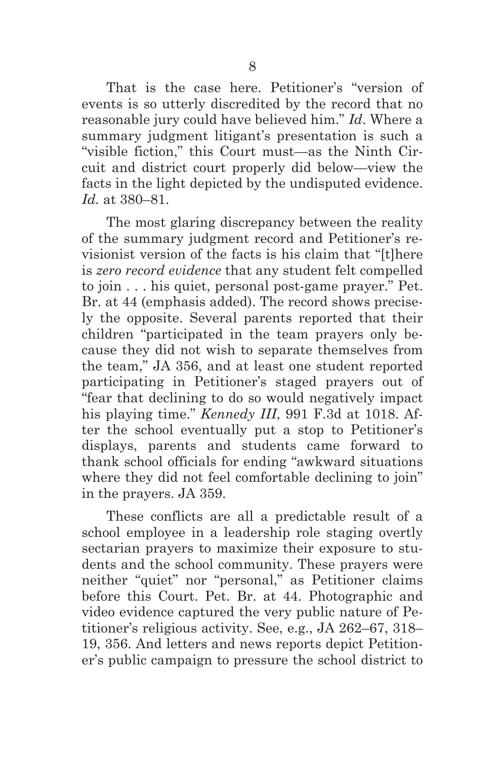That is the case here. Petitioner's "version of events is so utterly discredited by the record that no reasonable jury could have believed him." *Id*. Where a summary judgment litigant's presentation is such a "visible fiction," this Court must—as the Ninth Circuit and district court properly did below—view the facts in the light depicted by the undisputed evidence. *Id.* at 380–81.

The most glaring discrepancy between the reality of the summary judgment record and Petitioner's revisionist version of the facts is his claim that "[t]here is *zero record evidence* that any student felt compelled to join . . . his quiet, personal post-game prayer." Pet. Br. at 44 (emphasis added). The record shows precisely the opposite. Several parents reported that their children "participated in the team prayers only because they did not wish to separate themselves from the team," JA 356, and at least one student reported participating in Petitioner's staged prayers out of "fear that declining to do so would negatively impact his playing time." *Kennedy III*, 991 F.3d at 1018. After the school eventually put a stop to Petitioner's displays, parents and students came forward to thank school officials for ending "awkward situations where they did not feel comfortable declining to join" in the prayers. JA 359.

These conflicts are all a predictable result of a school employee in a leadership role staging overtly sectarian prayers to maximize their exposure to students and the school community. These prayers were neither "quiet" nor "personal," as Petitioner claims before this Court. Pet. Br. at 44. Photographic and video evidence captured the very public nature of Petitioner's religious activity. See, e.g., JA 262–67, 318–19, 356. And letters and news reports depict Petitioner's public campaign to pressure the school district to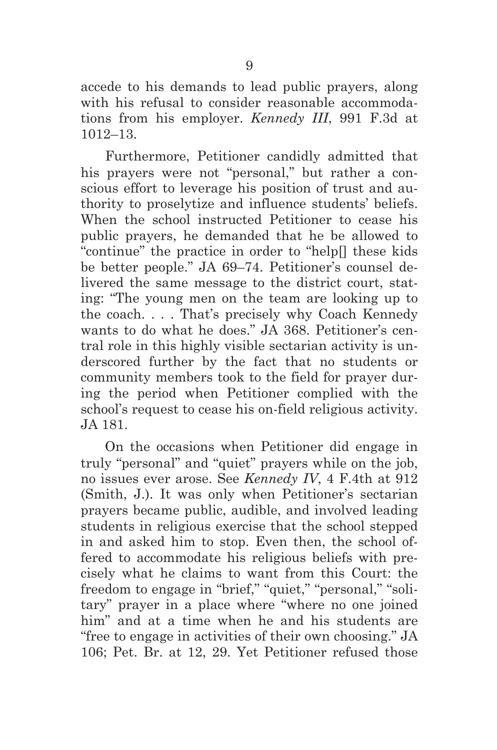accede to his demands to lead public prayers, along with his refusal to consider reasonable accommodations from his employer. *Kennedy III*, 991 F.3d at 1012–13.

Furthermore, Petitioner candidly admitted that his prayers were not "personal," but rather a conscious effort to leverage his position of trust and authority to proselytize and influence students' beliefs. When the school instructed Petitioner to cease his public prayers, he demanded that he be allowed to "continue" the practice in order to "help[] these kids be better people." JA 69–74. Petitioner's counsel delivered the same message to the district court, stating: "The young men on the team are looking up to the coach. . . . That's precisely why Coach Kennedy wants to do what he does." JA 368. Petitioner's central role in this highly visible sectarian activity is underscored further by the fact that no students or community members took to the field for prayer during the period when Petitioner complied with the school's request to cease his on-field religious activity. JA 181.

On the occasions when Petitioner did engage in truly "personal" and "quiet" prayers while on the job, no issues ever arose. See *Kennedy IV*, 4 F.4th at 912 (Smith, J.). It was only when Petitioner's sectarian prayers became public, audible, and involved leading students in religious exercise that the school stepped in and asked him to stop. Even then, the school offered to accommodate his religious beliefs with precisely what he claims to want from this Court: the freedom to engage in "brief," "quiet," "personal," "solitary" prayer in a place where "where no one joined him" and at a time when he and his students are "free to engage in activities of their own choosing." JA 106; Pet. Br. at 12, 29. Yet Petitioner refused those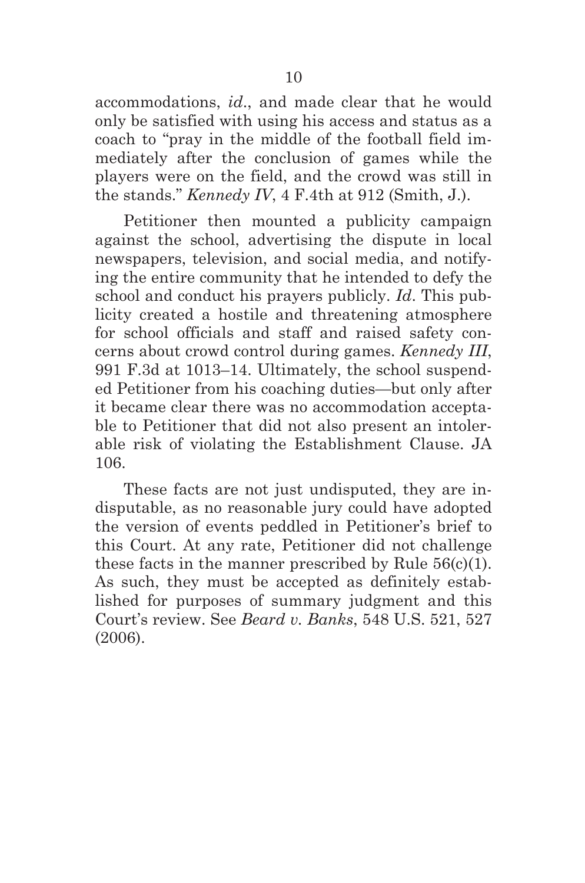accommodations, *id*., and made clear that he would only be satisfied with using his access and status as a coach to "pray in the middle of the football field immediately after the conclusion of games while the players were on the field, and the crowd was still in the stands." *Kennedy IV*, 4 F.4th at 912 (Smith, J.).

Petitioner then mounted a publicity campaign against the school, advertising the dispute in local newspapers, television, and social media, and notifying the entire community that he intended to defy the school and conduct his prayers publicly. *Id*. This publicity created a hostile and threatening atmosphere for school officials and staff and raised safety concerns about crowd control during games. *Kennedy III*, 991 F.3d at 1013–14. Ultimately, the school suspended Petitioner from his coaching duties—but only after it became clear there was no accommodation acceptable to Petitioner that did not also present an intolerable risk of violating the Establishment Clause. JA 106.

These facts are not just undisputed, they are indisputable, as no reasonable jury could have adopted the version of events peddled in Petitioner's brief to this Court. At any rate, Petitioner did not challenge these facts in the manner prescribed by Rule 56(c)(1). As such, they must be accepted as definitely established for purposes of summary judgment and this Court's review. See *Beard v. Banks*, 548 U.S. 521, 527 (2006).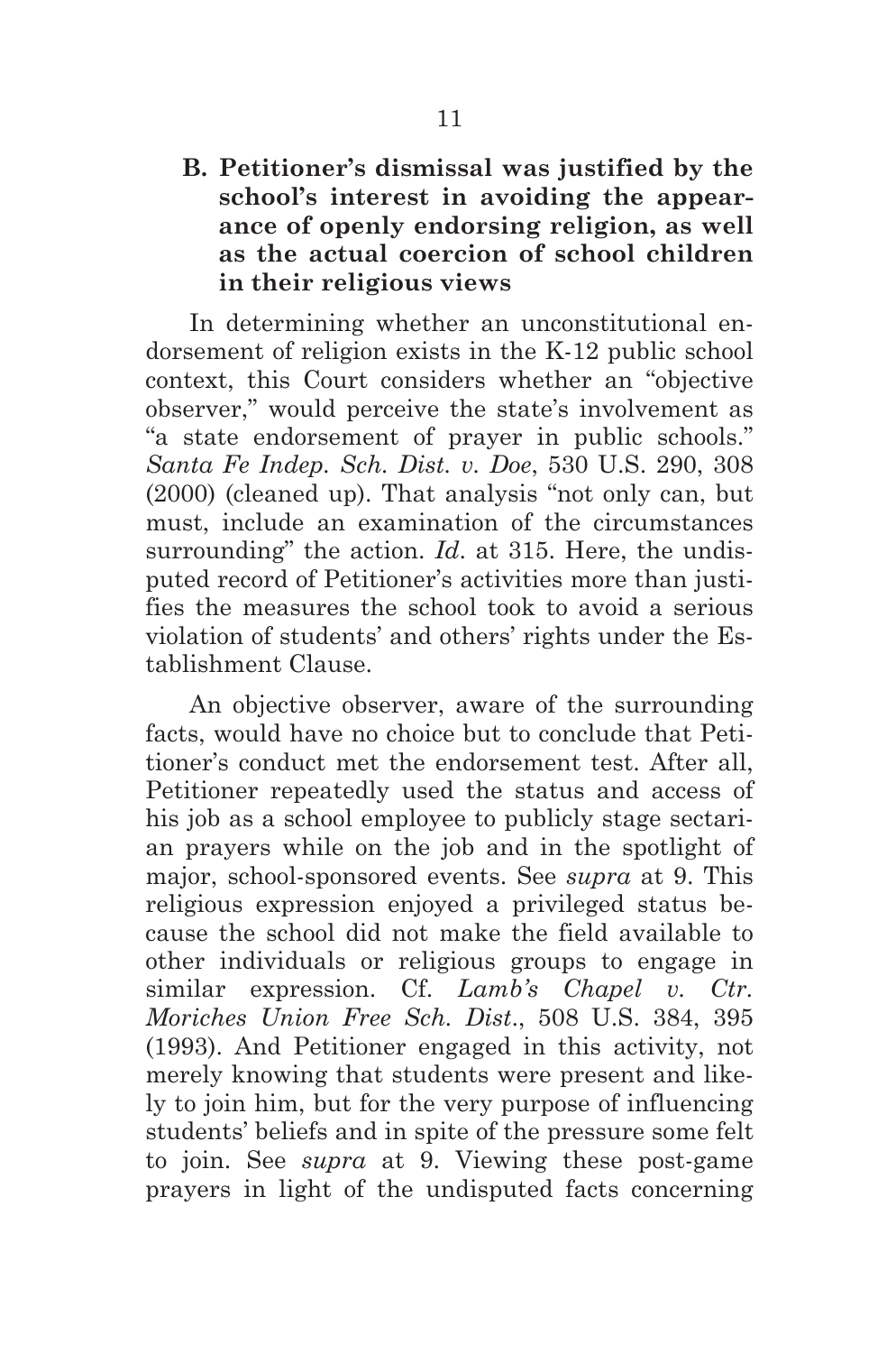### B. Petitioner's dismissal was justified by the school's interest in avoiding the appearance of openly endorsing religion, as well as the actual coercion of school children in their religious views

In determining whether an unconstitutional endorsement of religion exists in the K-12 public school context, this Court considers whether an "objective observer," would perceive the state's involvement as "a state endorsement of prayer in public schools." *Santa Fe Indep. Sch. Dist. v. Doe*, 530 U.S. 290, 308 (2000) (cleaned up). That analysis "not only can, but must, include an examination of the circumstances surrounding" the action. *Id*. at 315. Here, the undisputed record of Petitioner's activities more than justifies the measures the school took to avoid a serious violation of students' and others' rights under the Establishment Clause.

An objective observer, aware of the surrounding facts, would have no choice but to conclude that Petitioner's conduct met the endorsement test. After all, Petitioner repeatedly used the status and access of his job as a school employee to publicly stage sectarian prayers while on the job and in the spotlight of major, school-sponsored events. See *supra* at 9. This religious expression enjoyed a privileged status because the school did not make the field available to other individuals or religious groups to engage in similar expression. Cf. *Lamb's Chapel v. Ctr. Moriches Union Free Sch. Dist*., 508 U.S. 384, 395 (1993). And Petitioner engaged in this activity, not merely knowing that students were present and likely to join him, but for the very purpose of influencing students' beliefs and in spite of the pressure some felt to join. See *supra* at 9. Viewing these post-game prayers in light of the undisputed facts concerning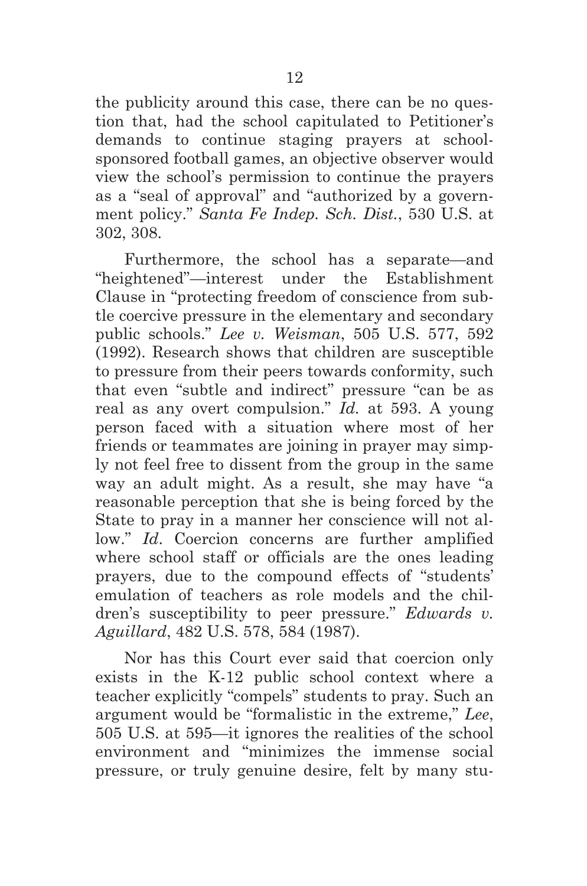the publicity around this case, there can be no question that, had the school capitulated to Petitioner's demands to continue staging prayers at school-sponsored football games, an objective observer would view the school's permission to continue the prayers as a "seal of approval" and "authorized by a government policy." *Santa Fe Indep. Sch. Dist.*, 530 U.S. at 302, 308.

Furthermore, the school has a separate—and "heightened"—interest under the Establishment Clause in "protecting freedom of conscience from subtle coercive pressure in the elementary and secondary public schools." *Lee v. Weisman*, 505 U.S. 577, 592 (1992). Research shows that children are susceptible to pressure from their peers towards conformity, such that even "subtle and indirect" pressure "can be as real as any overt compulsion." *Id.* at 593. A young person faced with a situation where most of her friends or teammates are joining in prayer may simply not feel free to dissent from the group in the same way an adult might. As a result, she may have "a reasonable perception that she is being forced by the State to pray in a manner her conscience will not allow." *Id*. Coercion concerns are further amplified where school staff or officials are the ones leading prayers, due to the compound effects of "students' emulation of teachers as role models and the children's susceptibility to peer pressure." *Edwards v. Aguillard*, 482 U.S. 578, 584 (1987).

Nor has this Court ever said that coercion only exists in the K-12 public school context where a teacher explicitly "compels" students to pray. Such an argument would be "formalistic in the extreme," *Lee*, 505 U.S. at 595—it ignores the realities of the school environment and "minimizes the immense social pressure, or truly genuine desire, felt by many stu-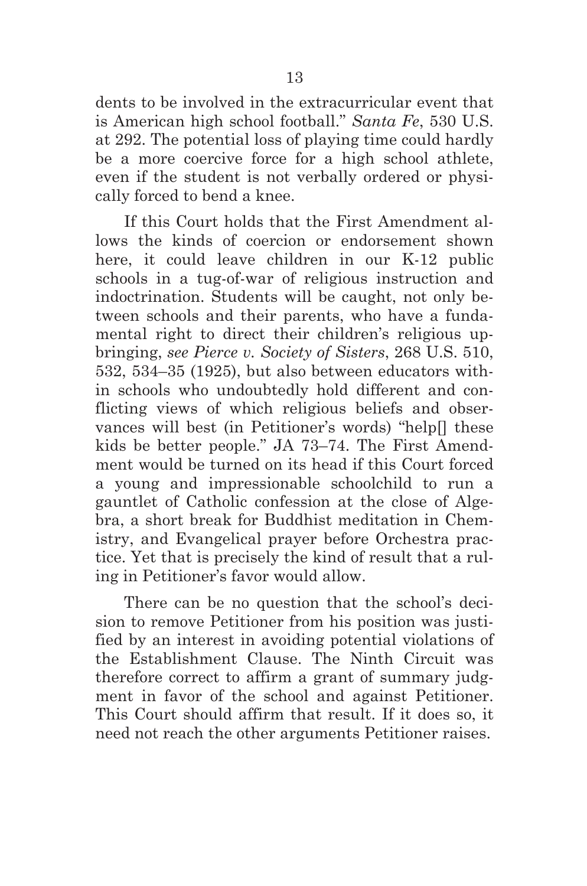dents to be involved in the extracurricular event that is American high school football." *Santa Fe*, 530 U.S. at 292. The potential loss of playing time could hardly be a more coercive force for a high school athlete, even if the student is not verbally ordered or physically forced to bend a knee.

If this Court holds that the First Amendment allows the kinds of coercion or endorsement shown here, it could leave children in our K-12 public schools in a tug-of-war of religious instruction and indoctrination. Students will be caught, not only between schools and their parents, who have a fundamental right to direct their children's religious upbringing, *see Pierce v. Society of Sisters*, 268 U.S. 510, 532, 534–35 (1925), but also between educators within schools who undoubtedly hold different and conflicting views of which religious beliefs and observances will best (in Petitioner's words) "help[] these kids be better people." JA 73–74. The First Amendment would be turned on its head if this Court forced a young and impressionable schoolchild to run a gauntlet of Catholic confession at the close of Algebra, a short break for Buddhist meditation in Chemistry, and Evangelical prayer before Orchestra practice. Yet that is precisely the kind of result that a ruling in Petitioner's favor would allow.

There can be no question that the school's decision to remove Petitioner from his position was justified by an interest in avoiding potential violations of the Establishment Clause. The Ninth Circuit was therefore correct to affirm a grant of summary judgment in favor of the school and against Petitioner. This Court should affirm that result. If it does so, it need not reach the other arguments Petitioner raises.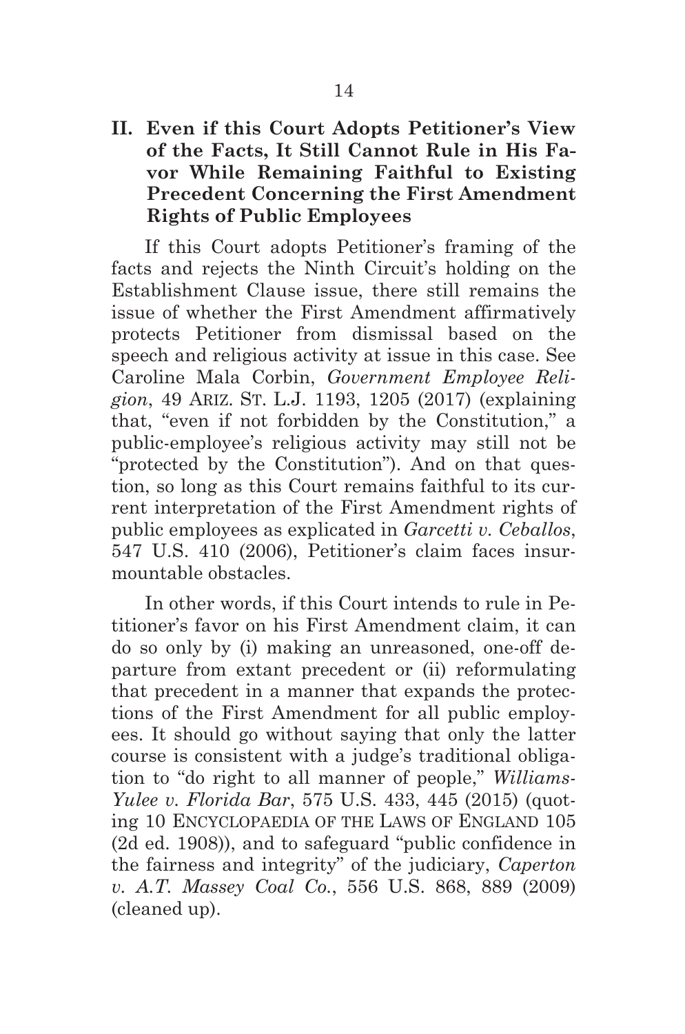## II. Even if this Court Adopts Petitioner's View of the Facts, It Still Cannot Rule in His Favor While Remaining Faithful to Existing Precedent Concerning the First Amendment Rights of Public Employees

If this Court adopts Petitioner's framing of the facts and rejects the Ninth Circuit's holding on the Establishment Clause issue, there still remains the issue of whether the First Amendment affirmatively protects Petitioner from dismissal based on the speech and religious activity at issue in this case. See Caroline Mala Corbin, *Government Employee Religion*, 49 ARIZ. ST. L.J. 1193, 1205 (2017) (explaining that, "even if not forbidden by the Constitution," a public-employee's religious activity may still not be "protected by the Constitution"). And on that question, so long as this Court remains faithful to its current interpretation of the First Amendment rights of public employees as explicated in *Garcetti v. Ceballos*, 547 U.S. 410 (2006), Petitioner's claim faces insurmountable obstacles.

In other words, if this Court intends to rule in Petitioner's favor on his First Amendment claim, it can do so only by (i) making an unreasoned, one-off departure from extant precedent or (ii) reformulating that precedent in a manner that expands the protections of the First Amendment for all public employees. It should go without saying that only the latter course is consistent with a judge's traditional obligation to "do right to all manner of people," *Williams-Yulee v. Florida Bar*, 575 U.S. 433, 445 (2015) (quoting 10 ENCYCLOPAEDIA OF THE LAWS OF ENGLAND 105 (2d ed. 1908)), and to safeguard "public confidence in the fairness and integrity" of the judiciary, *Caperton v. A.T. Massey Coal Co.*, 556 U.S. 868, 889 (2009) (cleaned up).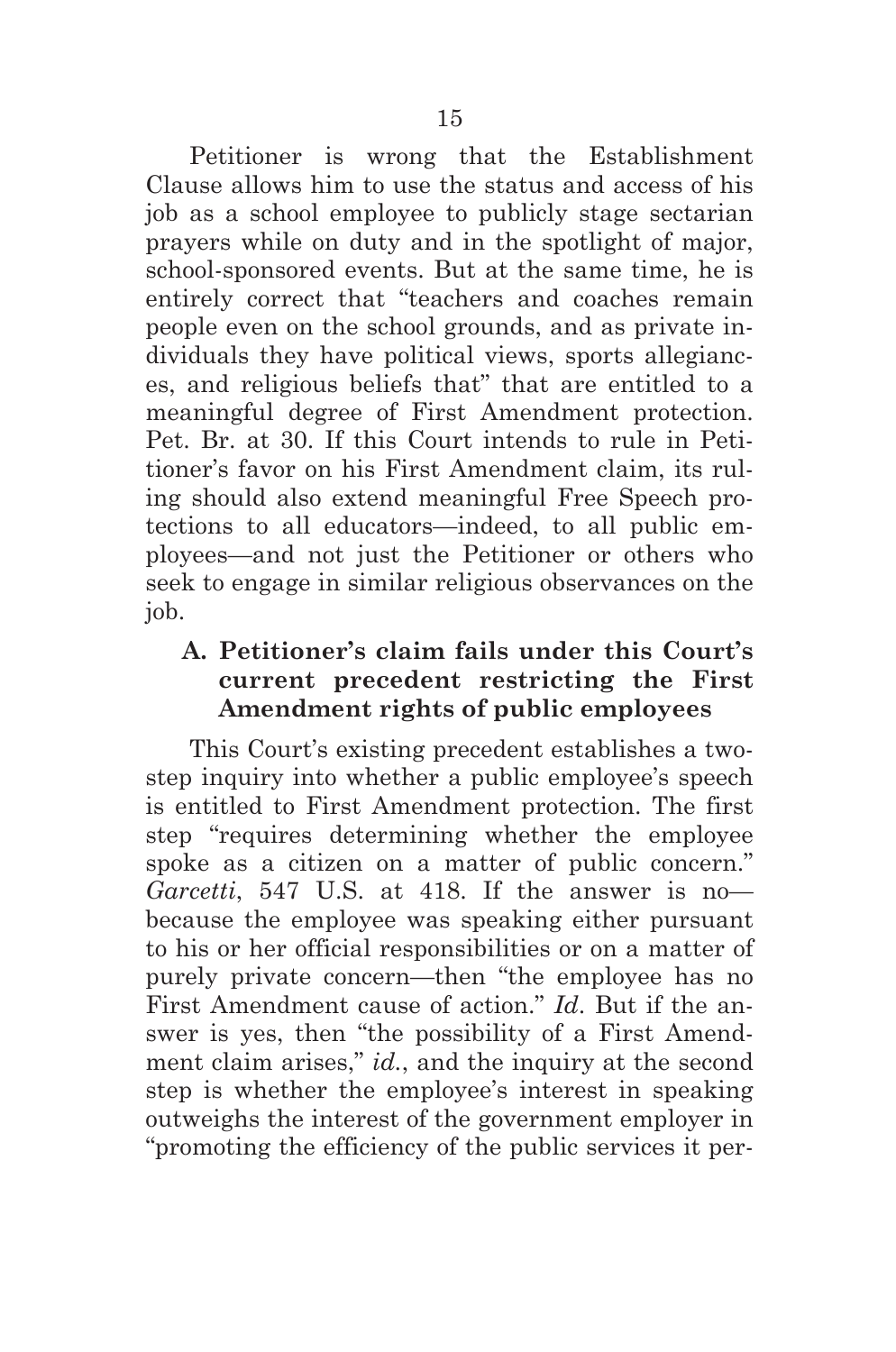Petitioner is wrong that the Establishment Clause allows him to use the status and access of his job as a school employee to publicly stage sectarian prayers while on duty and in the spotlight of major, school-sponsored events. But at the same time, he is entirely correct that "teachers and coaches remain people even on the school grounds, and as private individuals they have political views, sports allegiances, and religious beliefs that" that are entitled to a meaningful degree of First Amendment protection. Pet. Br. at 30. If this Court intends to rule in Petitioner's favor on his First Amendment claim, its ruling should also extend meaningful Free Speech protections to all educators—indeed, to all public employees—and not just the Petitioner or others who seek to engage in similar religious observances on the job.

### A. Petitioner's claim fails under this Court's current precedent restricting the First Amendment rights of public employees

This Court's existing precedent establishes a two-step inquiry into whether a public employee's speech is entitled to First Amendment protection. The first step "requires determining whether the employee spoke as a citizen on a matter of public concern." *Garcetti*, 547 U.S. at 418. If the answer is no—because the employee was speaking either pursuant to his or her official responsibilities or on a matter of purely private concern—then "the employee has no First Amendment cause of action." *Id*. But if the answer is yes, then "the possibility of a First Amendment claim arises," *id.*, and the inquiry at the second step is whether the employee's interest in speaking outweighs the interest of the government employer in "promoting the efficiency of the public services it per-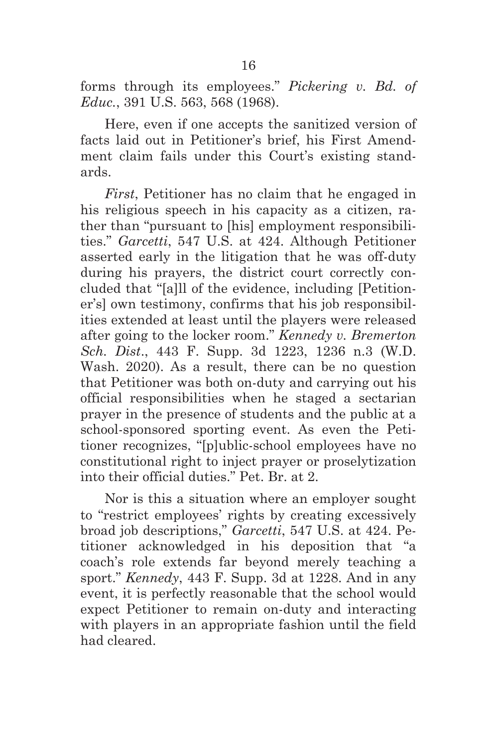forms through its employees." *Pickering v. Bd. of Educ.*, 391 U.S. 563, 568 (1968).

Here, even if one accepts the sanitized version of facts laid out in Petitioner's brief, his First Amendment claim fails under this Court's existing standards.

*First*, Petitioner has no claim that he engaged in his religious speech in his capacity as a citizen, rather than "pursuant to [his] employment responsibilities." *Garcetti*, 547 U.S. at 424. Although Petitioner asserted early in the litigation that he was off-duty during his prayers, the district court correctly concluded that "[a]ll of the evidence, including [Petitioner's] own testimony, confirms that his job responsibilities extended at least until the players were released after going to the locker room." *Kennedy v. Bremerton Sch. Dist.*, 443 F. Supp. 3d 1223, 1236 n.3 (W.D. Wash. 2020). As a result, there can be no question that Petitioner was both on-duty and carrying out his official responsibilities when he staged a sectarian prayer in the presence of students and the public at a school-sponsored sporting event. As even the Petitioner recognizes, "[p]ublic-school employees have no constitutional right to inject prayer or proselytization into their official duties." Pet. Br. at 2.

Nor is this a situation where an employer sought to "restrict employees' rights by creating excessively broad job descriptions," *Garcetti*, 547 U.S. at 424. Petitioner acknowledged in his deposition that "a coach's role extends far beyond merely teaching a sport." *Kennedy*, 443 F. Supp. 3d at 1228. And in any event, it is perfectly reasonable that the school would expect Petitioner to remain on-duty and interacting with players in an appropriate fashion until the field had cleared.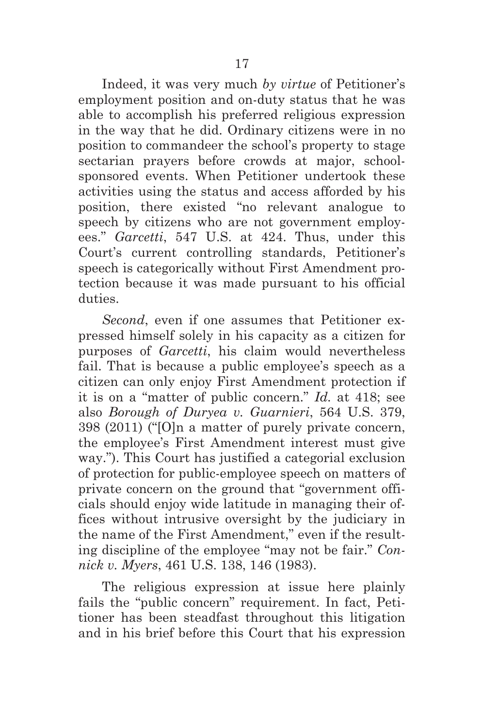Indeed, it was very much *by virtue* of Petitioner's employment position and on-duty status that he was able to accomplish his preferred religious expression in the way that he did. Ordinary citizens were in no position to commandeer the school's property to stage sectarian prayers before crowds at major, school-sponsored events. When Petitioner undertook these activities using the status and access afforded by his position, there existed "no relevant analogue to speech by citizens who are not government employees." *Garcetti*, 547 U.S. at 424. Thus, under this Court's current controlling standards, Petitioner's speech is categorically without First Amendment protection because it was made pursuant to his official duties.

*Second*, even if one assumes that Petitioner expressed himself solely in his capacity as a citizen for purposes of *Garcetti*, his claim would nevertheless fail. That is because a public employee's speech as a citizen can only enjoy First Amendment protection if it is on a "matter of public concern." *Id.* at 418; see also *Borough of Duryea v. Guarnieri*, 564 U.S. 379, 398 (2011) ("[O]n a matter of purely private concern, the employee's First Amendment interest must give way."). This Court has justified a categorial exclusion of protection for public-employee speech on matters of private concern on the ground that "government officials should enjoy wide latitude in managing their offices without intrusive oversight by the judiciary in the name of the First Amendment," even if the resulting discipline of the employee "may not be fair." *Connick v. Myers*, 461 U.S. 138, 146 (1983).

The religious expression at issue here plainly fails the "public concern" requirement. In fact, Petitioner has been steadfast throughout this litigation and in his brief before this Court that his expression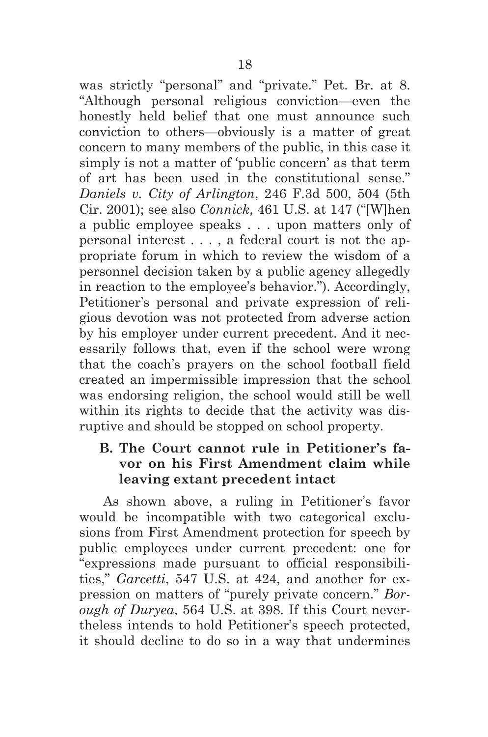was strictly "personal" and "private." Pet. Br. at 8. "Although personal religious conviction—even the honestly held belief that one must announce such conviction to others—obviously is a matter of great concern to many members of the public, in this case it simply is not a matter of 'public concern' as that term of art has been used in the constitutional sense." *Daniels v. City of Arlington*, 246 F.3d 500, 504 (5th Cir. 2001); see also *Connick*, 461 U.S. at 147 ("[W]hen a public employee speaks . . . upon matters only of personal interest . . . , a federal court is not the appropriate forum in which to review the wisdom of a personnel decision taken by a public agency allegedly in reaction to the employee's behavior."). Accordingly, Petitioner's personal and private expression of religious devotion was not protected from adverse action by his employer under current precedent. And it necessarily follows that, even if the school were wrong that the coach's prayers on the school football field created an impermissible impression that the school was endorsing religion, the school would still be well within its rights to decide that the activity was disruptive and should be stopped on school property.

### B. The Court cannot rule in Petitioner's favor on his First Amendment claim while leaving extant precedent intact

As shown above, a ruling in Petitioner's favor would be incompatible with two categorical exclusions from First Amendment protection for speech by public employees under current precedent: one for "expressions made pursuant to official responsibilities," *Garcetti*, 547 U.S. at 424, and another for expression on matters of "purely private concern." *Borough of Duryea*, 564 U.S. at 398. If this Court nevertheless intends to hold Petitioner's speech protected, it should decline to do so in a way that undermines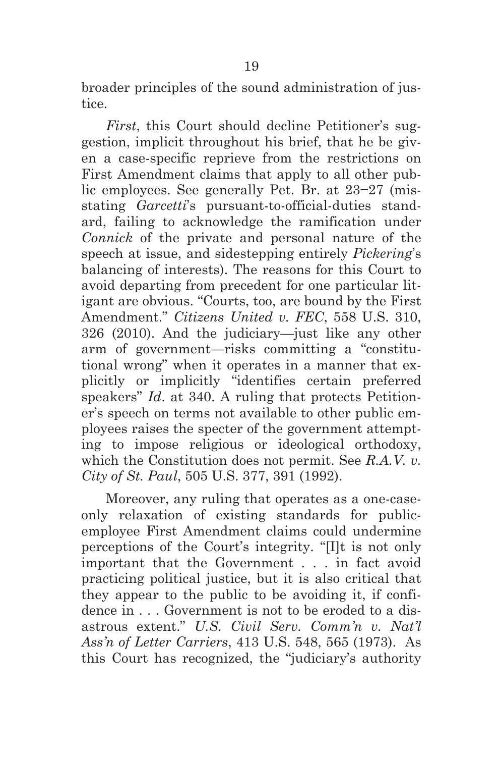broader principles of the sound administration of justice.

*First*, this Court should decline Petitioner's suggestion, implicit throughout his brief, that he be given a case-specific reprieve from the restrictions on First Amendment claims that apply to all other public employees. See generally Pet. Br. at 23–27 (misstating *Garcetti*'s pursuant-to-official-duties standard, failing to acknowledge the ramification under *Connick* of the private and personal nature of the speech at issue, and sidestepping entirely *Pickering*'s balancing of interests). The reasons for this Court to avoid departing from precedent for one particular litigant are obvious. "Courts, too, are bound by the First Amendment." *Citizens United v. FEC*, 558 U.S. 310, 326 (2010). And the judiciary—just like any other arm of government—risks committing a "constitutional wrong" when it operates in a manner that explicitly or implicitly "identifies certain preferred speakers" *Id*. at 340. A ruling that protects Petitioner's speech on terms not available to other public employees raises the specter of the government attempting to impose religious or ideological orthodoxy, which the Constitution does not permit. See *R.A.V. v. City of St. Paul*, 505 U.S. 377, 391 (1992).

Moreover, any ruling that operates as a one-case-only relaxation of existing standards for public-employee First Amendment claims could undermine perceptions of the Court's integrity. "[I]t is not only important that the Government . . . in fact avoid practicing political justice, but it is also critical that they appear to the public to be avoiding it, if confidence in . . . Government is not to be eroded to a disastrous extent." *U.S. Civil Serv. Comm'n v. Nat'l Ass'n of Letter Carriers*, 413 U.S. 548, 565 (1973). As this Court has recognized, the "judiciary's authority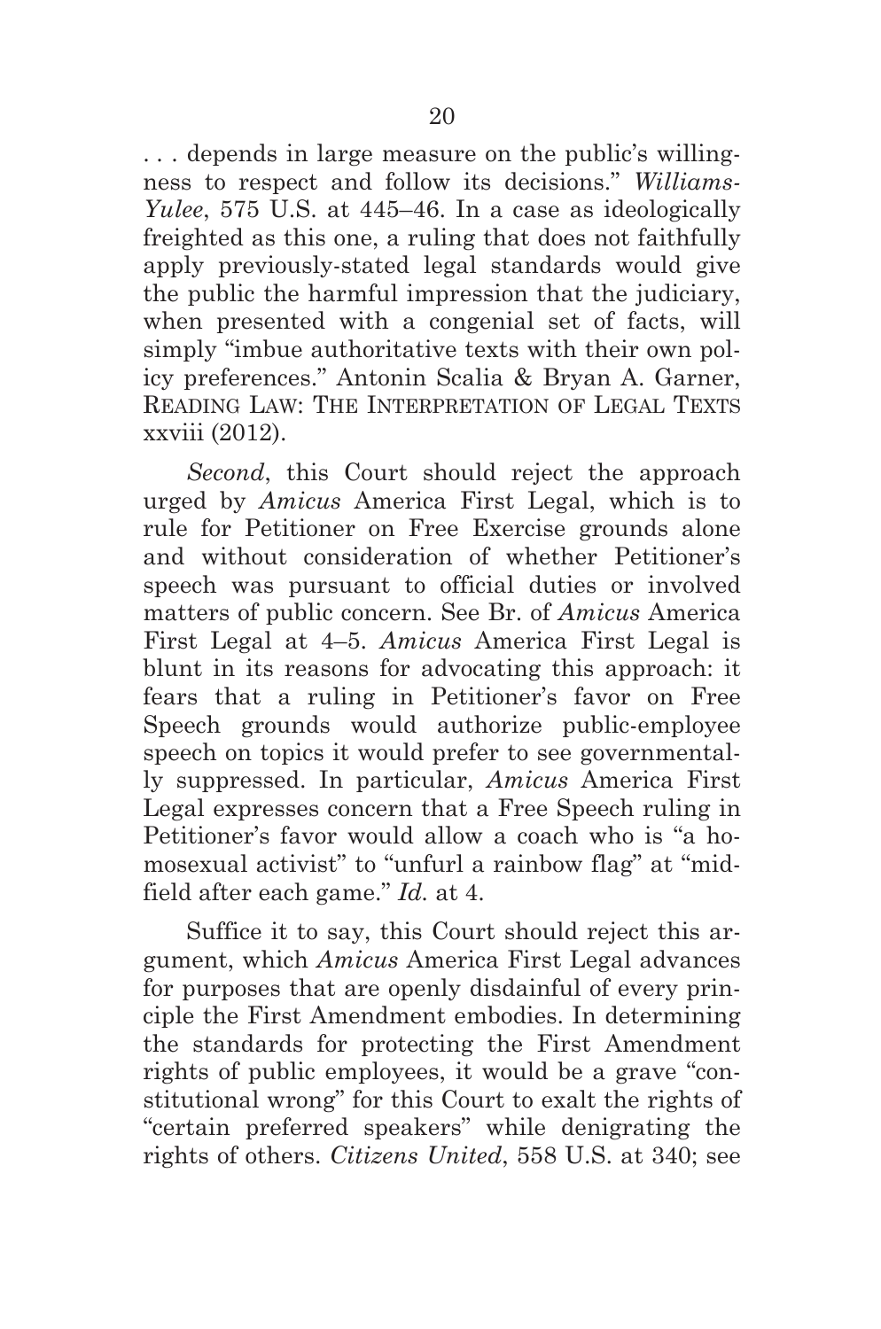. . . depends in large measure on the public's willingness to respect and follow its decisions." *Williams-Yulee*, 575 U.S. at 445–46. In a case as ideologically freighted as this one, a ruling that does not faithfully apply previously-stated legal standards would give the public the harmful impression that the judiciary, when presented with a congenial set of facts, will simply "imbue authoritative texts with their own policy preferences." Antonin Scalia & Bryan A. Garner, READING LAW: THE INTERPRETATION OF LEGAL TEXTS xxviii (2012).

*Second*, this Court should reject the approach urged by *Amicus* America First Legal, which is to rule for Petitioner on Free Exercise grounds alone and without consideration of whether Petitioner's speech was pursuant to official duties or involved matters of public concern. See Br. of *Amicus* America First Legal at 4–5. *Amicus* America First Legal is blunt in its reasons for advocating this approach: it fears that a ruling in Petitioner's favor on Free Speech grounds would authorize public-employee speech on topics it would prefer to see governmentally suppressed. In particular, *Amicus* America First Legal expresses concern that a Free Speech ruling in Petitioner's favor would allow a coach who is "a homosexual activist" to "unfurl a rainbow flag" at "midfield after each game." *Id.* at 4.

Suffice it to say, this Court should reject this argument, which *Amicus* America First Legal advances for purposes that are openly disdainful of every principle the First Amendment embodies. In determining the standards for protecting the First Amendment rights of public employees, it would be a grave "constitutional wrong" for this Court to exalt the rights of "certain preferred speakers" while denigrating the rights of others. *Citizens United*, 558 U.S. at 340; see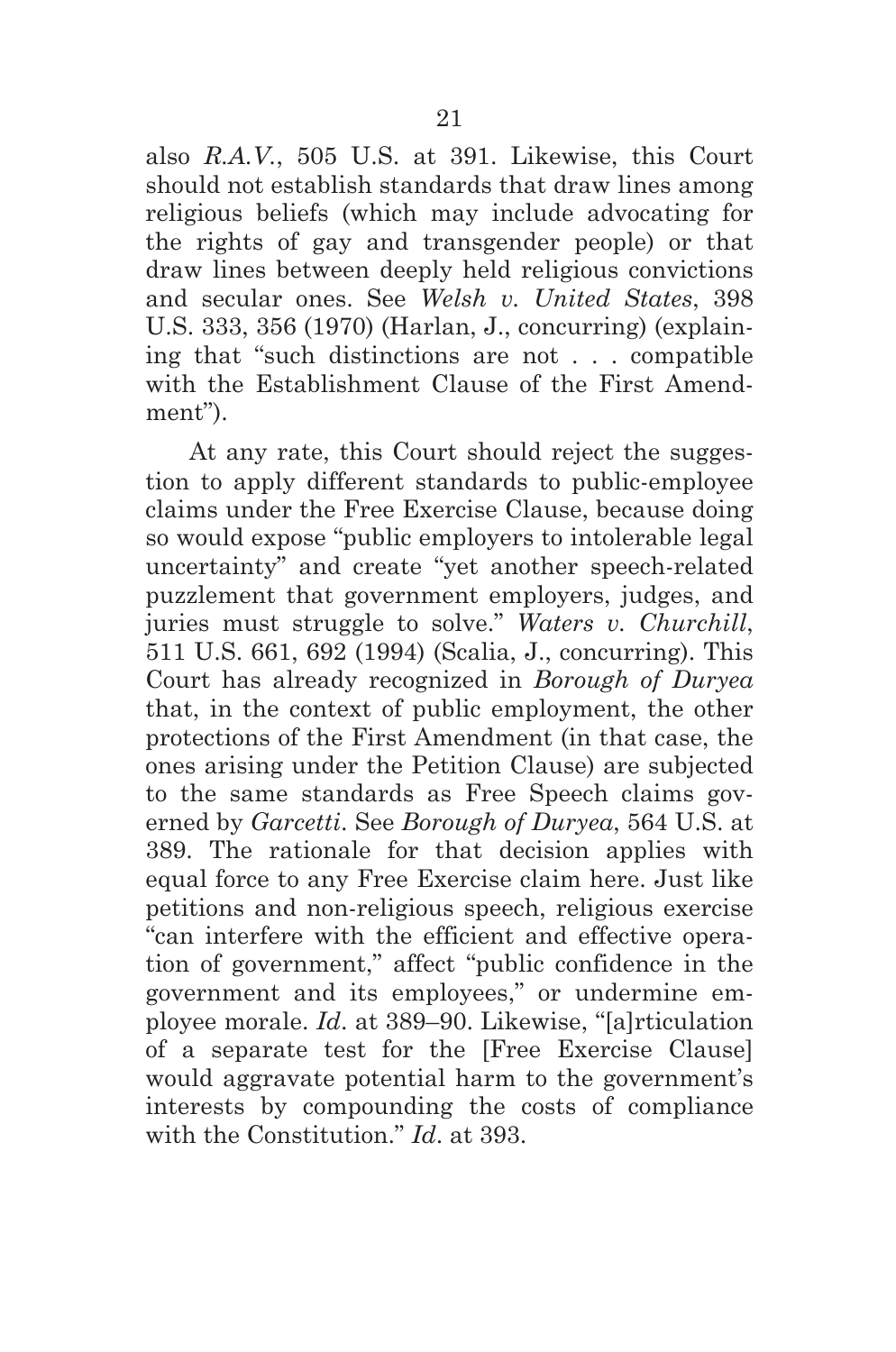also *R.A.V.*, 505 U.S. at 391. Likewise, this Court should not establish standards that draw lines among religious beliefs (which may include advocating for the rights of gay and transgender people) or that draw lines between deeply held religious convictions and secular ones. See *Welsh v. United States*, 398 U.S. 333, 356 (1970) (Harlan, J., concurring) (explaining that "such distinctions are not . . . compatible with the Establishment Clause of the First Amendment").

At any rate, this Court should reject the suggestion to apply different standards to public-employee claims under the Free Exercise Clause, because doing so would expose "public employers to intolerable legal uncertainty" and create "yet another speech-related puzzlement that government employers, judges, and juries must struggle to solve." *Waters v. Churchill*, 511 U.S. 661, 692 (1994) (Scalia, J., concurring). This Court has already recognized in *Borough of Duryea* that, in the context of public employment, the other protections of the First Amendment (in that case, the ones arising under the Petition Clause) are subjected to the same standards as Free Speech claims governed by *Garcetti*. See *Borough of Duryea*, 564 U.S. at 389. The rationale for that decision applies with equal force to any Free Exercise claim here. Just like petitions and non-religious speech, religious exercise "can interfere with the efficient and effective operation of government," affect "public confidence in the government and its employees," or undermine employee morale. *Id*. at 389–90. Likewise, "[a]rticulation of a separate test for the [Free Exercise Clause] would aggravate potential harm to the government's interests by compounding the costs of compliance with the Constitution." *Id*. at 393.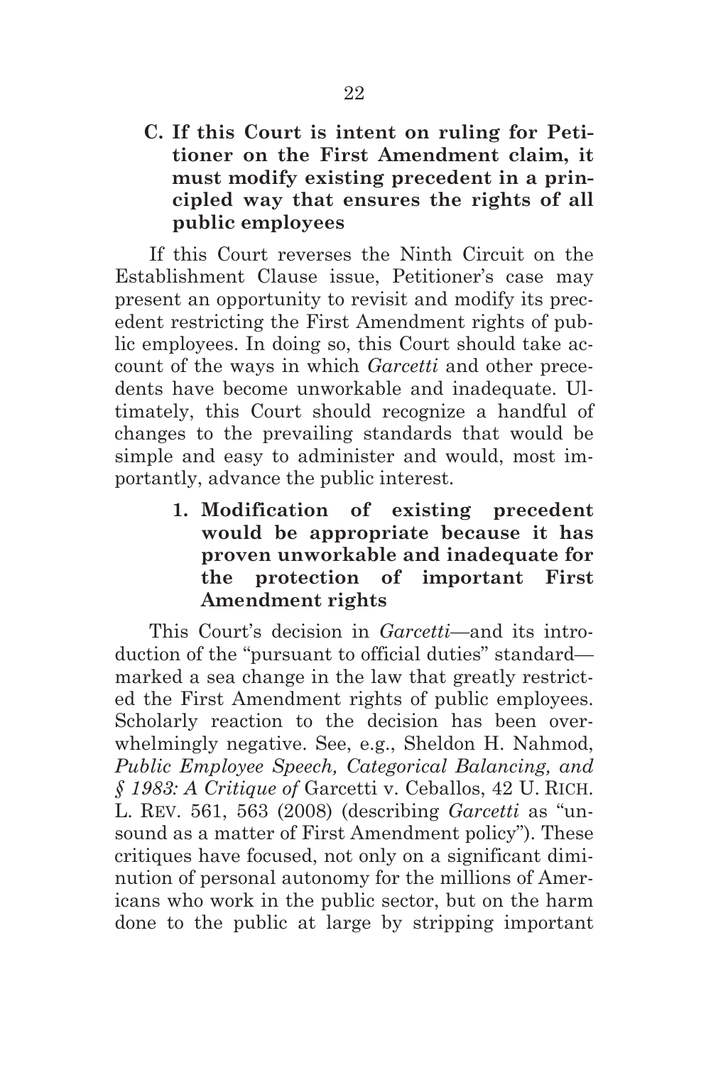### C. If this Court is intent on ruling for Petitioner on the First Amendment claim, it must modify existing precedent in a principled way that ensures the rights of all public employees

If this Court reverses the Ninth Circuit on the Establishment Clause issue, Petitioner's case may present an opportunity to revisit and modify its precedent restricting the First Amendment rights of public employees. In doing so, this Court should take account of the ways in which *Garcetti* and other precedents have become unworkable and inadequate. Ultimately, this Court should recognize a handful of changes to the prevailing standards that would be simple and easy to administer and would, most importantly, advance the public interest.

#### 1. Modification of existing precedent would be appropriate because it has proven unworkable and inadequate for the protection of important First Amendment rights

This Court's decision in *Garcetti*—and its introduction of the "pursuant to official duties" standard—marked a sea change in the law that greatly restricted the First Amendment rights of public employees. Scholarly reaction to the decision has been overwhelmingly negative. See, e.g., Sheldon H. Nahmod, *Public Employee Speech, Categorical Balancing, and § 1983: A Critique of* Garcetti v. Ceballos, 42 U. RICH. L. REV. 561, 563 (2008) (describing *Garcetti* as "unsound as a matter of First Amendment policy"). These critiques have focused, not only on a significant diminution of personal autonomy for the millions of Americans who work in the public sector, but on the harm done to the public at large by stripping important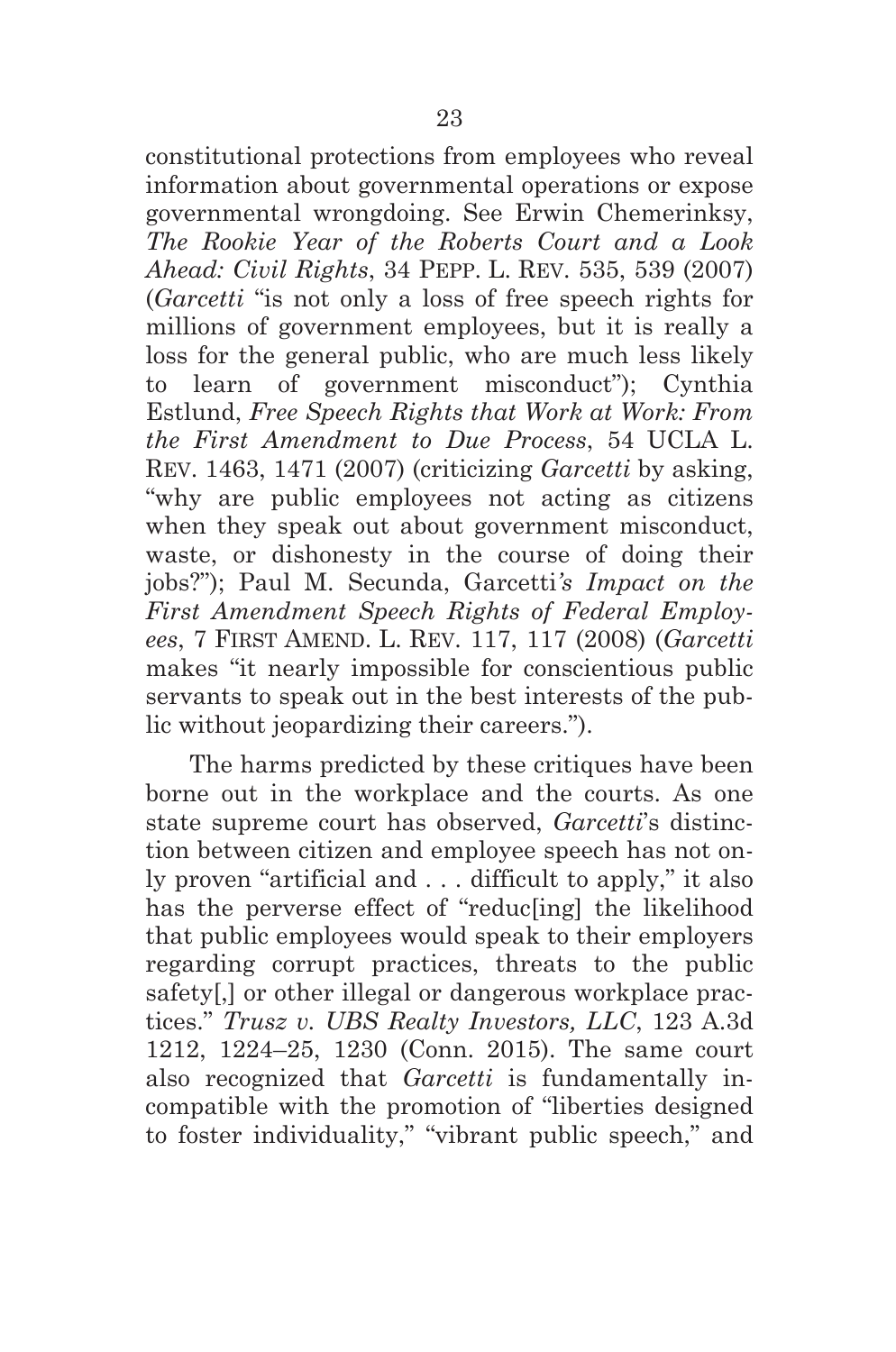constitutional protections from employees who reveal information about governmental operations or expose governmental wrongdoing. See Erwin Chemerinksy, *The Rookie Year of the Roberts Court and a Look Ahead: Civil Rights*, 34 PEPP. L. REV. 535, 539 (2007) (*Garcetti* "is not only a loss of free speech rights for millions of government employees, but it is really a loss for the general public, who are much less likely to learn of government misconduct"); Cynthia Estlund, *Free Speech Rights that Work at Work: From the First Amendment to Due Process*, 54 UCLA L. REV. 1463, 1471 (2007) (criticizing *Garcetti* by asking, "why are public employees not acting as citizens when they speak out about government misconduct, waste, or dishonesty in the course of doing their jobs?"); Paul M. Secunda, Garcetti*'s Impact on the First Amendment Speech Rights of Federal Employees*, 7 FIRST AMEND. L. REV. 117, 117 (2008) (*Garcetti* makes "it nearly impossible for conscientious public servants to speak out in the best interests of the public without jeopardizing their careers.").

The harms predicted by these critiques have been borne out in the workplace and the courts. As one state supreme court has observed, *Garcetti*'s distinction between citizen and employee speech has not only proven "artificial and . . . difficult to apply," it also has the perverse effect of "reduc[ing] the likelihood that public employees would speak to their employers regarding corrupt practices, threats to the public safety[,] or other illegal or dangerous workplace practices." *Trusz v. UBS Realty Investors, LLC*, 123 A.3d 1212, 1224–25, 1230 (Conn. 2015). The same court also recognized that *Garcetti* is fundamentally incompatible with the promotion of "liberties designed to foster individuality," "vibrant public speech," and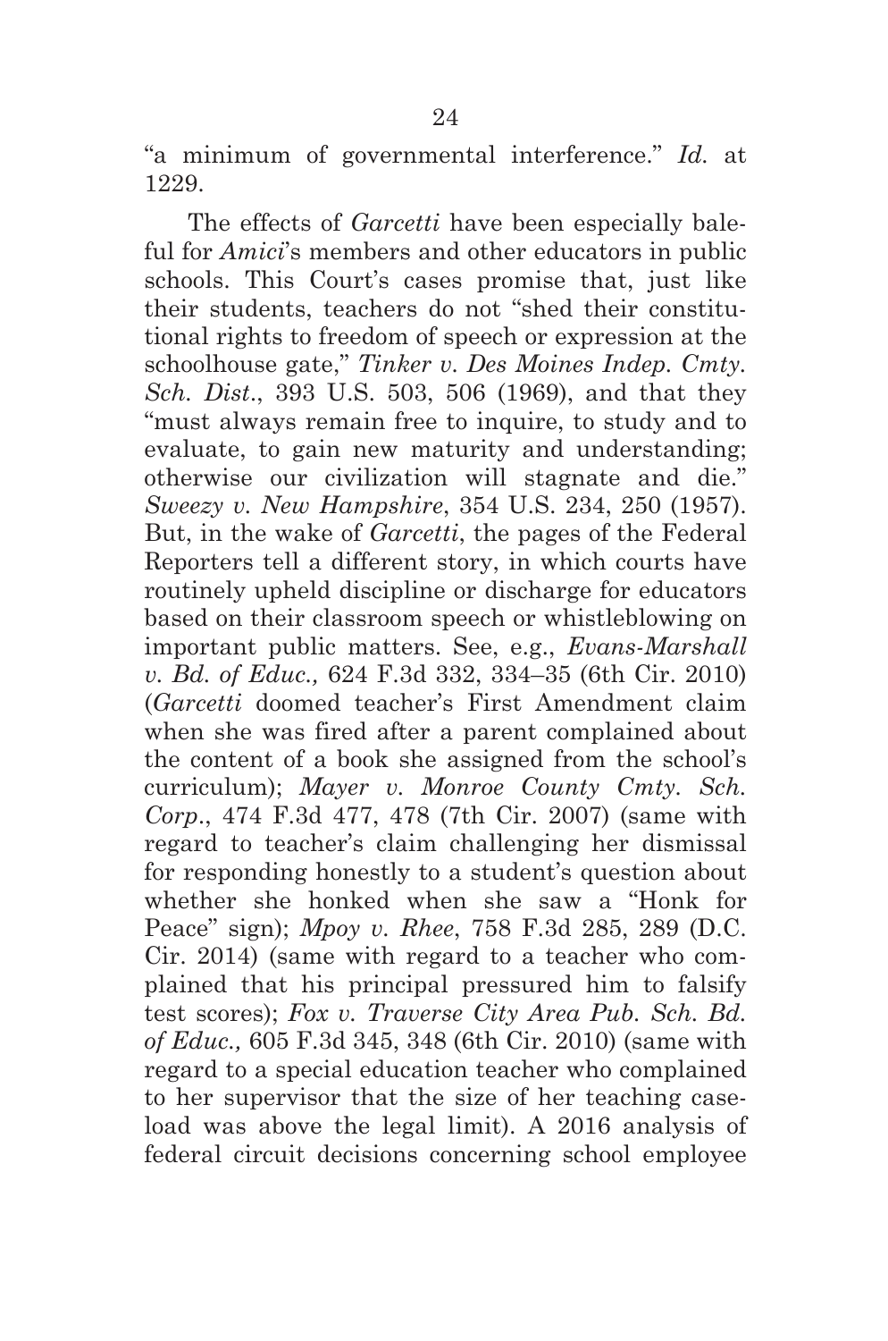"a minimum of governmental interference." *Id.* at 1229.

The effects of *Garcetti* have been especially baleful for *Amici*'s members and other educators in public schools. This Court's cases promise that, just like their students, teachers do not "shed their constitutional rights to freedom of speech or expression at the schoolhouse gate," *Tinker v. Des Moines Indep. Cmty. Sch. Dist.*, 393 U.S. 503, 506 (1969), and that they "must always remain free to inquire, to study and to evaluate, to gain new maturity and understanding; otherwise our civilization will stagnate and die." *Sweezy v. New Hampshire*, 354 U.S. 234, 250 (1957). But, in the wake of *Garcetti*, the pages of the Federal Reporters tell a different story, in which courts have routinely upheld discipline or discharge for educators based on their classroom speech or whistleblowing on important public matters. See, e.g., *Evans-Marshall v. Bd. of Educ.,* 624 F.3d 332, 334–35 (6th Cir. 2010) (*Garcetti* doomed teacher's First Amendment claim when she was fired after a parent complained about the content of a book she assigned from the school's curriculum); *Mayer v. Monroe County Cmty. Sch. Corp*., 474 F.3d 477, 478 (7th Cir. 2007) (same with regard to teacher's claim challenging her dismissal for responding honestly to a student's question about whether she honked when she saw a "Honk for Peace" sign); *Mpoy v. Rhee*, 758 F.3d 285, 289 (D.C. Cir. 2014) (same with regard to a teacher who complained that his principal pressured him to falsify test scores); *Fox v. Traverse City Area Pub. Sch. Bd. of Educ.,* 605 F.3d 345, 348 (6th Cir. 2010) (same with regard to a special education teacher who complained to her supervisor that the size of her teaching caseload was above the legal limit). A 2016 analysis of federal circuit decisions concerning school employee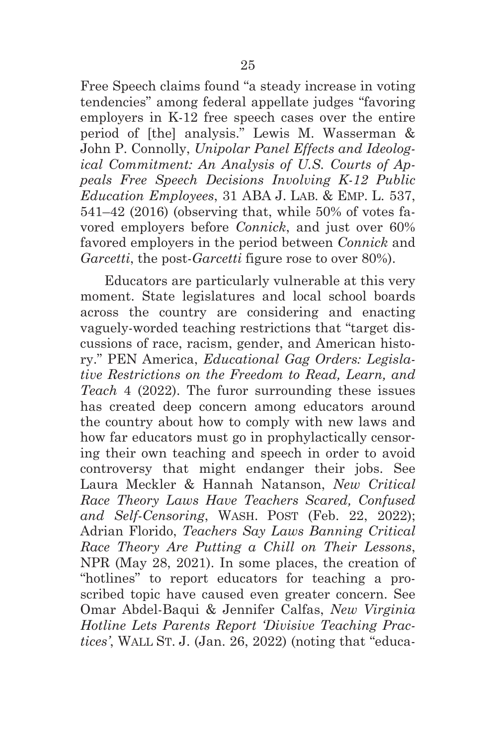Free Speech claims found "a steady increase in voting tendencies" among federal appellate judges "favoring employers in K-12 free speech cases over the entire period of [the] analysis." Lewis M. Wasserman & John P. Connolly, *Unipolar Panel Effects and Ideological Commitment: An Analysis of U.S. Courts of Appeals Free Speech Decisions Involving K-12 Public Education Employees*, 31 ABA J. LAB. & EMP. L. 537, 541–42 (2016) (observing that, while 50% of votes favored employers before *Connick*, and just over 60% favored employers in the period between *Connick* and *Garcetti*, the post-*Garcetti* figure rose to over 80%).

Educators are particularly vulnerable at this very moment. State legislatures and local school boards across the country are considering and enacting vaguely-worded teaching restrictions that "target discussions of race, racism, gender, and American history." PEN America, *Educational Gag Orders: Legislative Restrictions on the Freedom to Read, Learn, and Teach* 4 (2022). The furor surrounding these issues has created deep concern among educators around the country about how to comply with new laws and how far educators must go in prophylactically censoring their own teaching and speech in order to avoid controversy that might endanger their jobs. See Laura Meckler & Hannah Natanson, *New Critical Race Theory Laws Have Teachers Scared, Confused and Self-Censoring*, WASH. POST (Feb. 22, 2022); Adrian Florido, *Teachers Say Laws Banning Critical Race Theory Are Putting a Chill on Their Lessons*, NPR (May 28, 2021). In some places, the creation of "hotlines" to report educators for teaching a proscribed topic have caused even greater concern. See Omar Abdel-Baqui & Jennifer Calfas, *New Virginia Hotline Lets Parents Report 'Divisive Teaching Practices'*, WALL ST. J. (Jan. 26, 2022) (noting that "educa-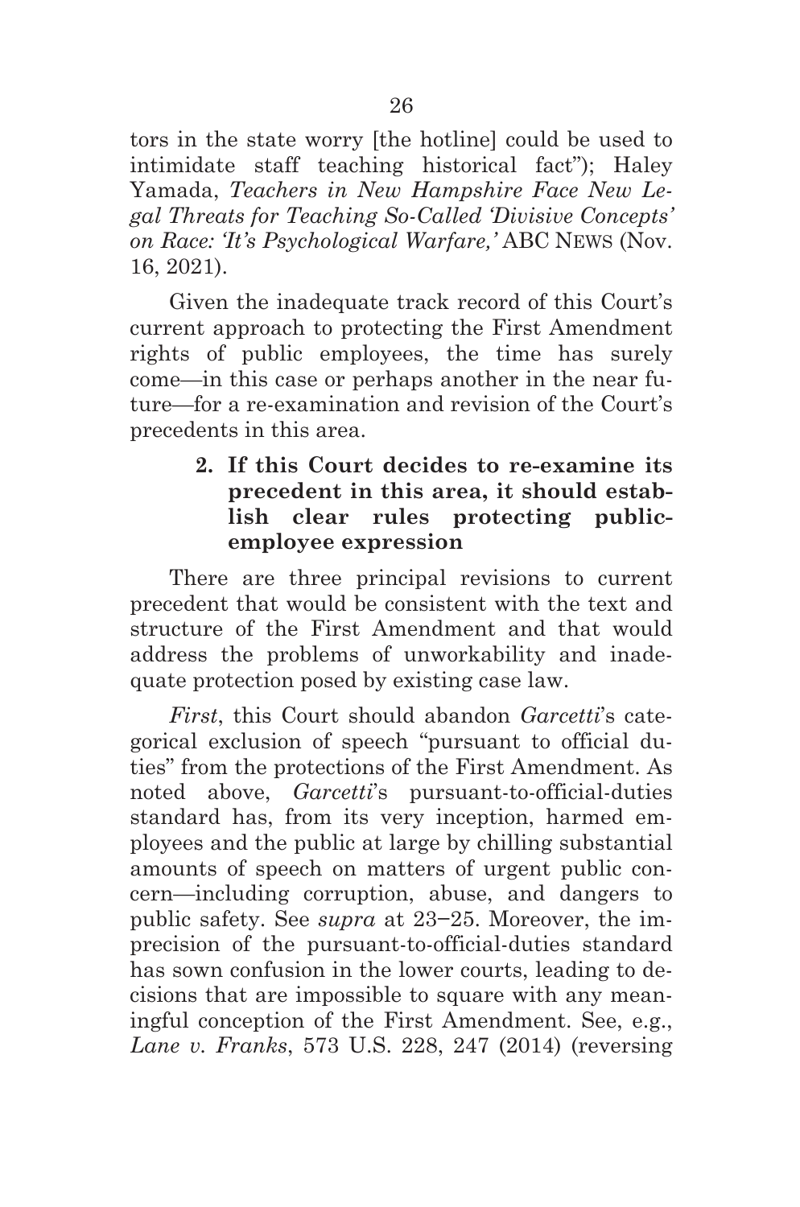tors in the state worry [the hotline] could be used to intimidate staff teaching historical fact"); Haley Yamada, *Teachers in New Hampshire Face New Legal Threats for Teaching So-Called 'Divisive Concepts' on Race: 'It's Psychological Warfare,'* ABC NEWS (Nov. 16, 2021).

Given the inadequate track record of this Court's current approach to protecting the First Amendment rights of public employees, the time has surely come—in this case or perhaps another in the near future—for a re-examination and revision of the Court's precedents in this area.

**2. If this Court decides to re-examine its precedent in this area, it should establish clear rules protecting public-employee expression**

There are three principal revisions to current precedent that would be consistent with the text and structure of the First Amendment and that would address the problems of unworkability and inadequate protection posed by existing case law.

*First*, this Court should abandon *Garcetti*'s categorical exclusion of speech "pursuant to official duties" from the protections of the First Amendment. As noted above, *Garcetti*'s pursuant-to-official-duties standard has, from its very inception, harmed employees and the public at large by chilling substantial amounts of speech on matters of urgent public concern—including corruption, abuse, and dangers to public safety. See *supra* at 23–25. Moreover, the imprecision of the pursuant-to-official-duties standard has sown confusion in the lower courts, leading to decisions that are impossible to square with any meaningful conception of the First Amendment. See, e.g., *Lane v. Franks*, 573 U.S. 228, 247 (2014) (reversing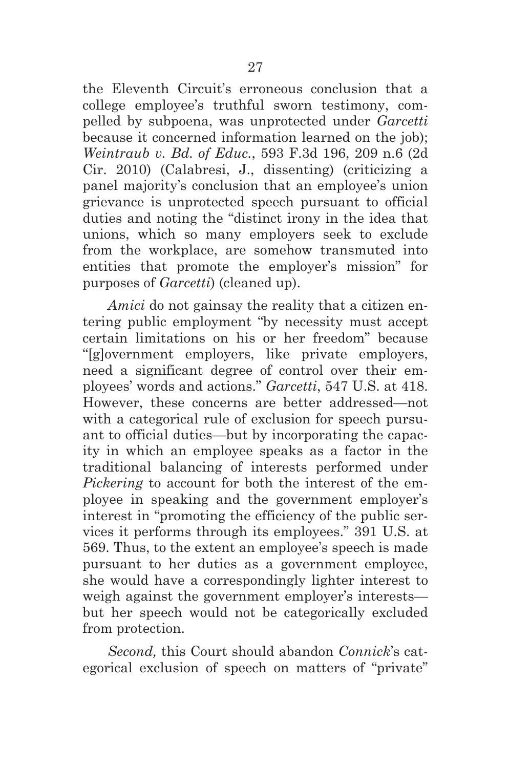the Eleventh Circuit's erroneous conclusion that a college employee's truthful sworn testimony, compelled by subpoena, was unprotected under *Garcetti* because it concerned information learned on the job); *Weintraub v. Bd. of Educ.*, 593 F.3d 196, 209 n.6 (2d Cir. 2010) (Calabresi, J., dissenting) (criticizing a panel majority's conclusion that an employee's union grievance is unprotected speech pursuant to official duties and noting the "distinct irony in the idea that unions, which so many employers seek to exclude from the workplace, are somehow transmuted into entities that promote the employer's mission" for purposes of *Garcetti*) (cleaned up).

*Amici* do not gainsay the reality that a citizen entering public employment "by necessity must accept certain limitations on his or her freedom" because "[g]overnment employers, like private employers, need a significant degree of control over their employees' words and actions." *Garcetti*, 547 U.S. at 418. However, these concerns are better addressed—not with a categorical rule of exclusion for speech pursuant to official duties—but by incorporating the capacity in which an employee speaks as a factor in the traditional balancing of interests performed under *Pickering* to account for both the interest of the employee in speaking and the government employer's interest in "promoting the efficiency of the public services it performs through its employees." 391 U.S. at 569. Thus, to the extent an employee's speech is made pursuant to her duties as a government employee, she would have a correspondingly lighter interest to weigh against the government employer's interests—but her speech would not be categorically excluded from protection.

*Second,* this Court should abandon *Connick*'s categorical exclusion of speech on matters of "private"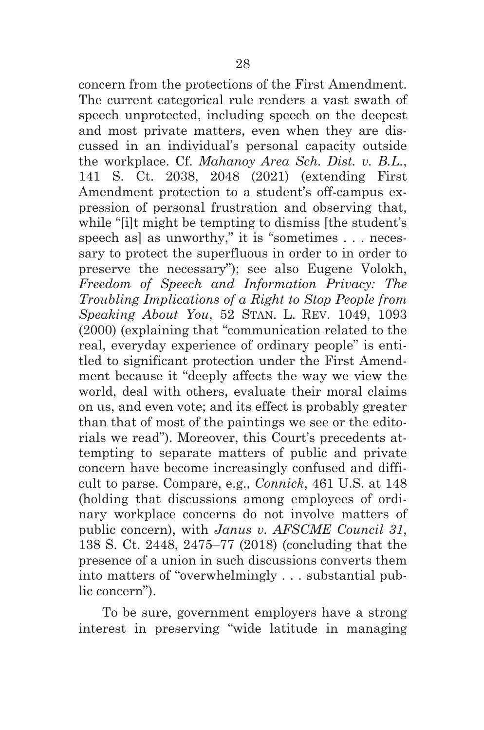concern from the protections of the First Amendment. The current categorical rule renders a vast swath of speech unprotected, including speech on the deepest and most private matters, even when they are discussed in an individual's personal capacity outside the workplace. Cf. *Mahanoy Area Sch. Dist. v. B.L.*, 141 S. Ct. 2038, 2048 (2021) (extending First Amendment protection to a student's off-campus expression of personal frustration and observing that, while "[i]t might be tempting to dismiss [the student's speech as] as unworthy," it is "sometimes . . . necessary to protect the superfluous in order to in order to preserve the necessary"); see also Eugene Volokh, *Freedom of Speech and Information Privacy: The Troubling Implications of a Right to Stop People from Speaking About You*, 52 STAN. L. REV. 1049, 1093 (2000) (explaining that "communication related to the real, everyday experience of ordinary people" is entitled to significant protection under the First Amendment because it "deeply affects the way we view the world, deal with others, evaluate their moral claims on us, and even vote; and its effect is probably greater than that of most of the paintings we see or the editorials we read"). Moreover, this Court's precedents attempting to separate matters of public and private concern have become increasingly confused and difficult to parse. Compare, e.g., *Connick*, 461 U.S. at 148 (holding that discussions among employees of ordinary workplace concerns do not involve matters of public concern), with *Janus v. AFSCME Council 31*, 138 S. Ct. 2448, 2475–77 (2018) (concluding that the presence of a union in such discussions converts them into matters of "overwhelmingly . . . substantial public concern").

To be sure, government employers have a strong interest in preserving "wide latitude in managing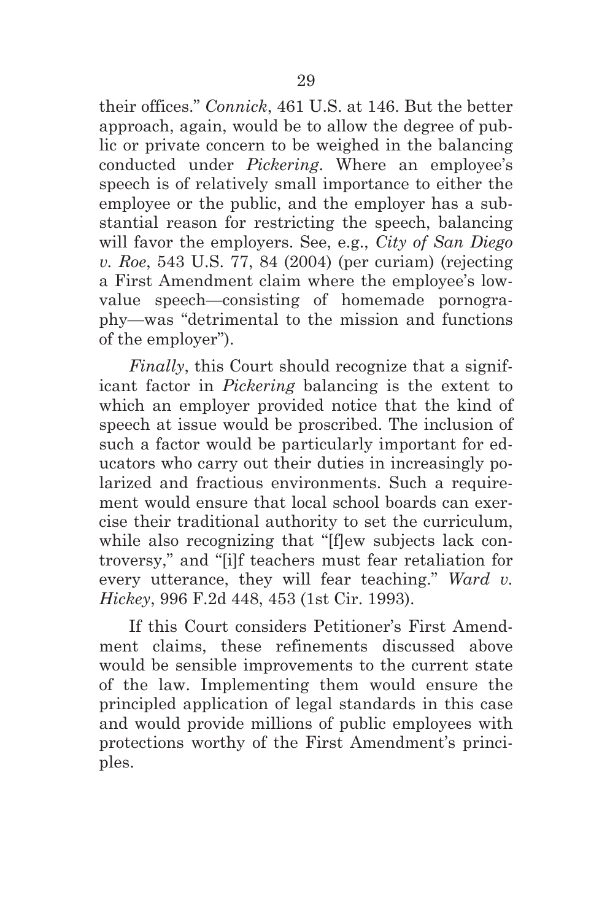their offices." *Connick*, 461 U.S. at 146. But the better approach, again, would be to allow the degree of public or private concern to be weighed in the balancing conducted under *Pickering*. Where an employee's speech is of relatively small importance to either the employee or the public, and the employer has a substantial reason for restricting the speech, balancing will favor the employers. See, e.g., *City of San Diego v. Roe*, 543 U.S. 77, 84 (2004) (per curiam) (rejecting a First Amendment claim where the employee's low-value speech—consisting of homemade pornography—was "detrimental to the mission and functions of the employer").

*Finally*, this Court should recognize that a significant factor in *Pickering* balancing is the extent to which an employer provided notice that the kind of speech at issue would be proscribed. The inclusion of such a factor would be particularly important for educators who carry out their duties in increasingly polarized and fractious environments. Such a requirement would ensure that local school boards can exercise their traditional authority to set the curriculum, while also recognizing that "[f]ew subjects lack controversy," and "[i]f teachers must fear retaliation for every utterance, they will fear teaching." *Ward v. Hickey*, 996 F.2d 448, 453 (1st Cir. 1993).

If this Court considers Petitioner's First Amendment claims, these refinements discussed above would be sensible improvements to the current state of the law. Implementing them would ensure the principled application of legal standards in this case and would provide millions of public employees with protections worthy of the First Amendment's principles.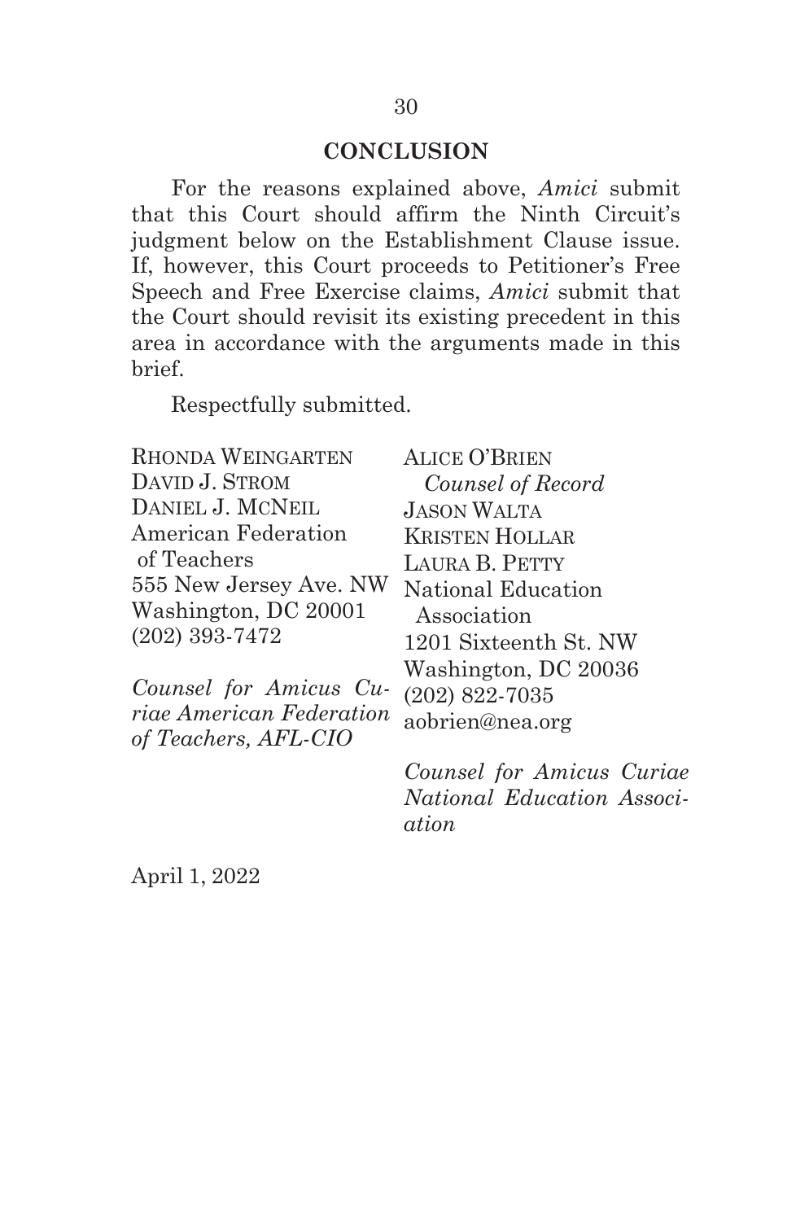## CONCLUSION

For the reasons explained above, *Amici* submit that this Court should affirm the Ninth Circuit's judgment below on the Establishment Clause issue. If, however, this Court proceeds to Petitioner's Free Speech and Free Exercise claims, *Amici* submit that the Court should revisit its existing precedent in this area in accordance with the arguments made in this brief.

Respectfully submitted.

RHONDA WEINGARTEN
DAVID J. STROM
DANIEL J. MCNEIL
American Federation of Teachers
555 New Jersey Ave. NW
Washington, DC 20001
(202) 393-7472

*Counsel for Amicus Curiae American Federation of Teachers, AFL-CIO*

ALICE O'BRIEN
*Counsel of Record*
JASON WALTA
KRISTEN HOLLAR
LAURA B. PETTY
National Education Association
1201 Sixteenth St. NW
Washington, DC 20036
(202) 822-7035
aobrien@nea.org

*Counsel for Amicus Curiae National Education Association*

April 1, 2022